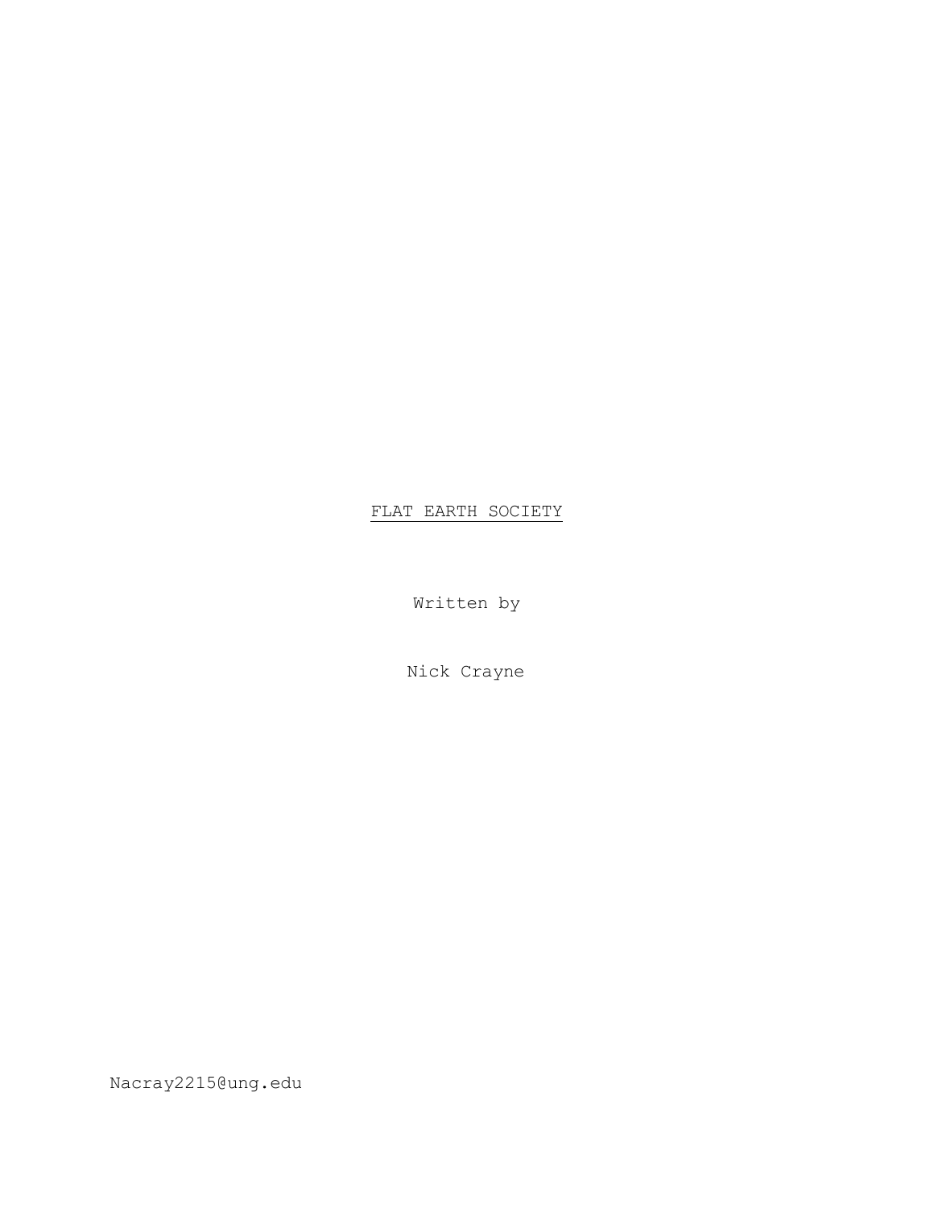# FLAT EARTH SOCIETY

Written by

Nick Crayne

Nacray2215@ung.edu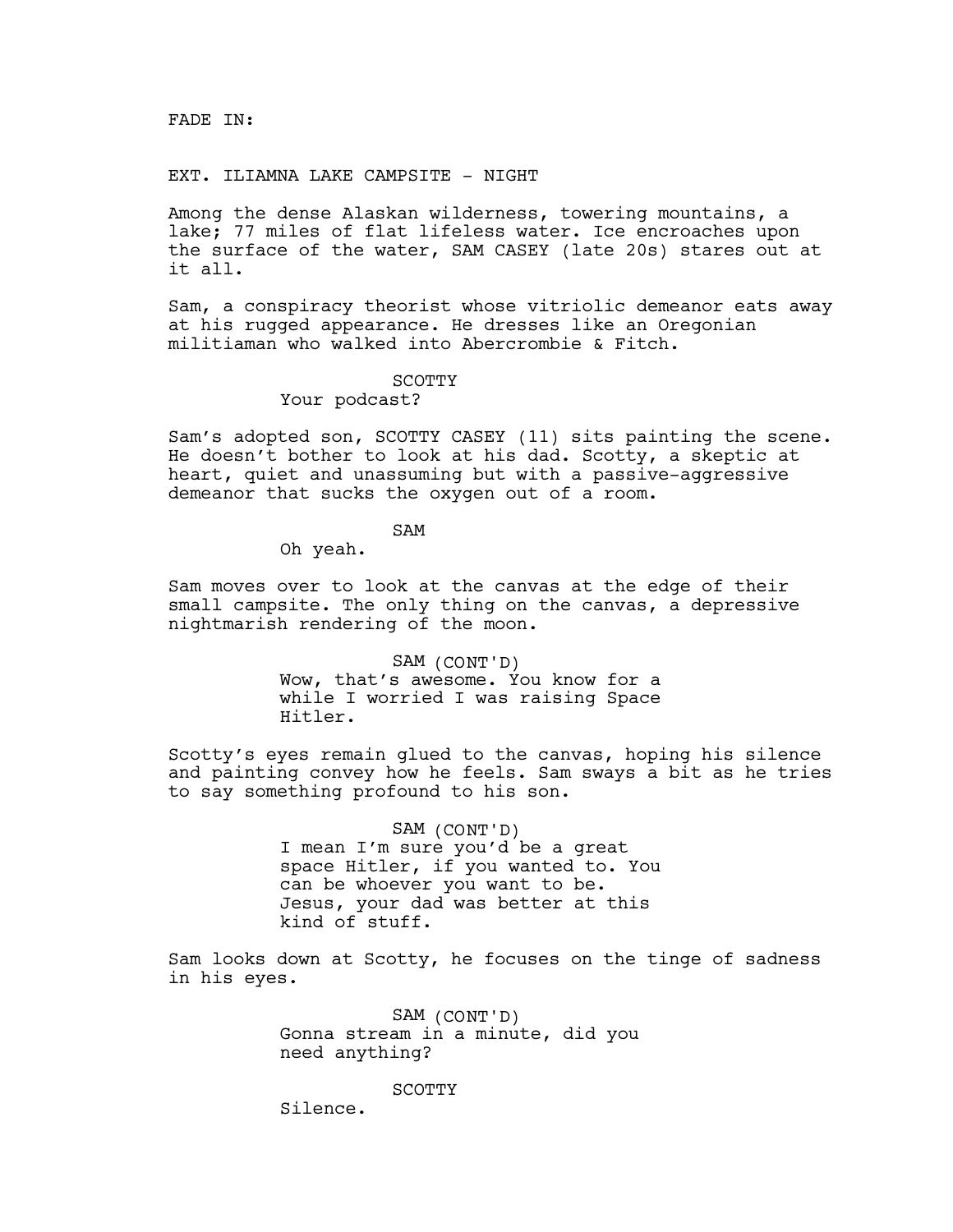FADE IN:

EXT. ILIAMNA LAKE CAMPSITE - NIGHT

Among the dense Alaskan wilderness, towering mountains, a lake; 77 miles of flat lifeless water. Ice encroaches upon the surface of the water, SAM CASEY (late 20s) stares out at it all.

Sam, a conspiracy theorist whose vitriolic demeanor eats away at his rugged appearance. He dresses like an Oregonian militiaman who walked into Abercrombie & Fitch.

SCOTTY
Your podcast?

Sam's adopted son, SCOTTY CASEY (11) sits painting the scene. He doesn't bother to look at his dad. Scotty, a skeptic at heart, quiet and unassuming but with a passive-aggressive demeanor that sucks the oxygen out of a room.

SAM
Oh yeah.

Sam moves over to look at the canvas at the edge of their small campsite. The only thing on the canvas, a depressive nightmarish rendering of the moon.

SAM (CONT'D)
Wow, that's awesome. You know for a while I worried I was raising Space Hitler.

Scotty's eyes remain glued to the canvas, hoping his silence and painting convey how he feels. Sam sways a bit as he tries to say something profound to his son.

SAM (CONT'D)
I mean I'm sure you'd be a great space Hitler, if you wanted to. You can be whoever you want to be. Jesus, your dad was better at this kind of stuff.

Sam looks down at Scotty, he focuses on the tinge of sadness in his eyes.

SAM (CONT'D)
Gonna stream in a minute, did you need anything?

SCOTTY
Silence.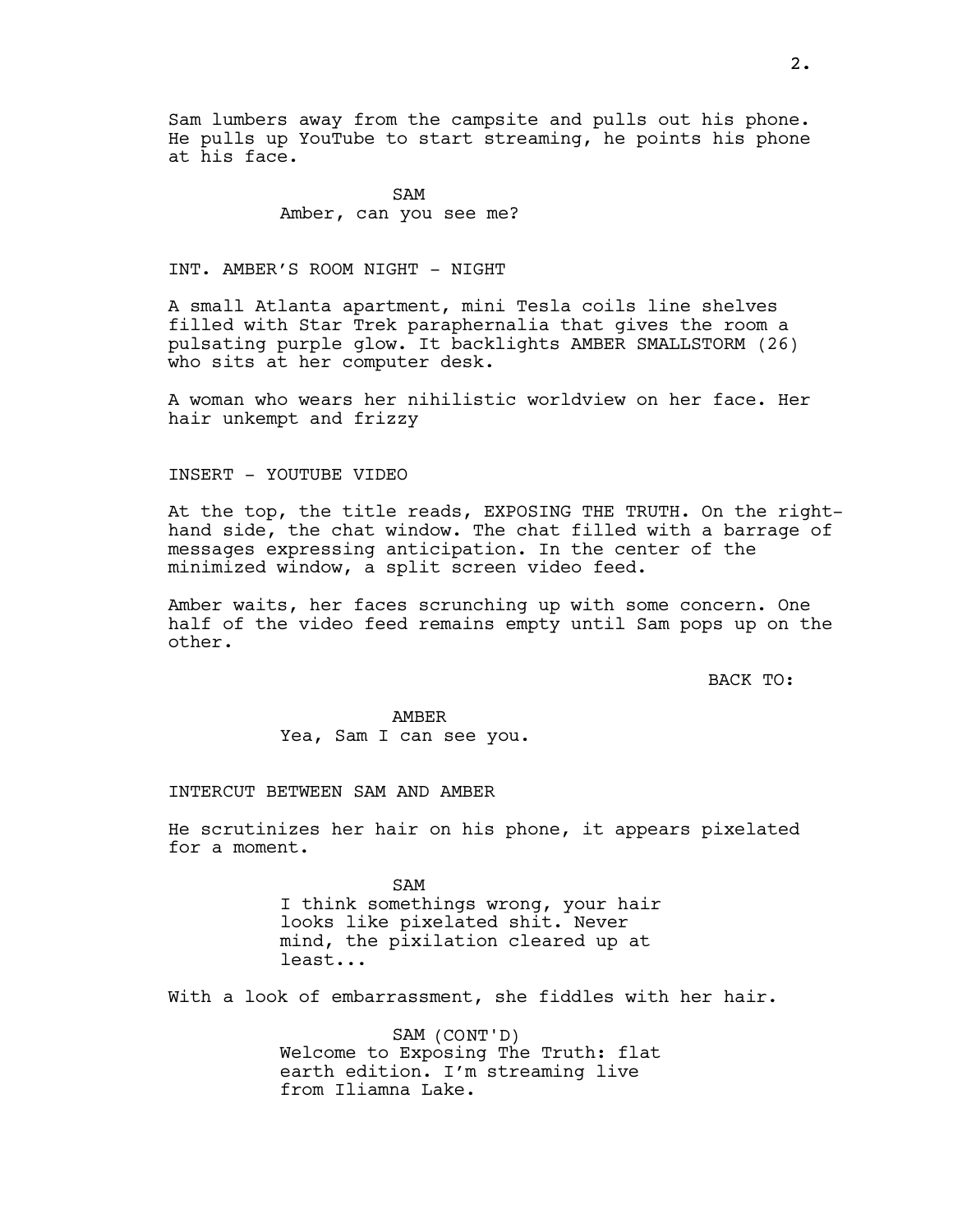Sam lumbers away from the campsite and pulls out his phone. He pulls up YouTube to start streaming, he points his phone at his face.

SAM
Amber, can you see me?

INT. AMBER'S ROOM NIGHT - NIGHT

A small Atlanta apartment, mini Tesla coils line shelves filled with Star Trek paraphernalia that gives the room a pulsating purple glow. It backlights AMBER SMALLSTORM (26) who sits at her computer desk.

A woman who wears her nihilistic worldview on her face. Her hair unkempt and frizzy

INSERT - YOUTUBE VIDEO

At the top, the title reads, EXPOSING THE TRUTH. On the right-hand side, the chat window. The chat filled with a barrage of messages expressing anticipation. In the center of the minimized window, a split screen video feed.

Amber waits, her faces scrunching up with some concern. One half of the video feed remains empty until Sam pops up on the other.

BACK TO:

AMBER
Yea, Sam I can see you.

INTERCUT BETWEEN SAM AND AMBER

He scrutinizes her hair on his phone, it appears pixelated for a moment.

SAM
I think somethings wrong, your hair looks like pixelated shit. Never mind, the pixilation cleared up at least...

With a look of embarrassment, she fiddles with her hair.

SAM (CONT'D)
Welcome to Exposing The Truth: flat earth edition. I'm streaming live from Iliamna Lake.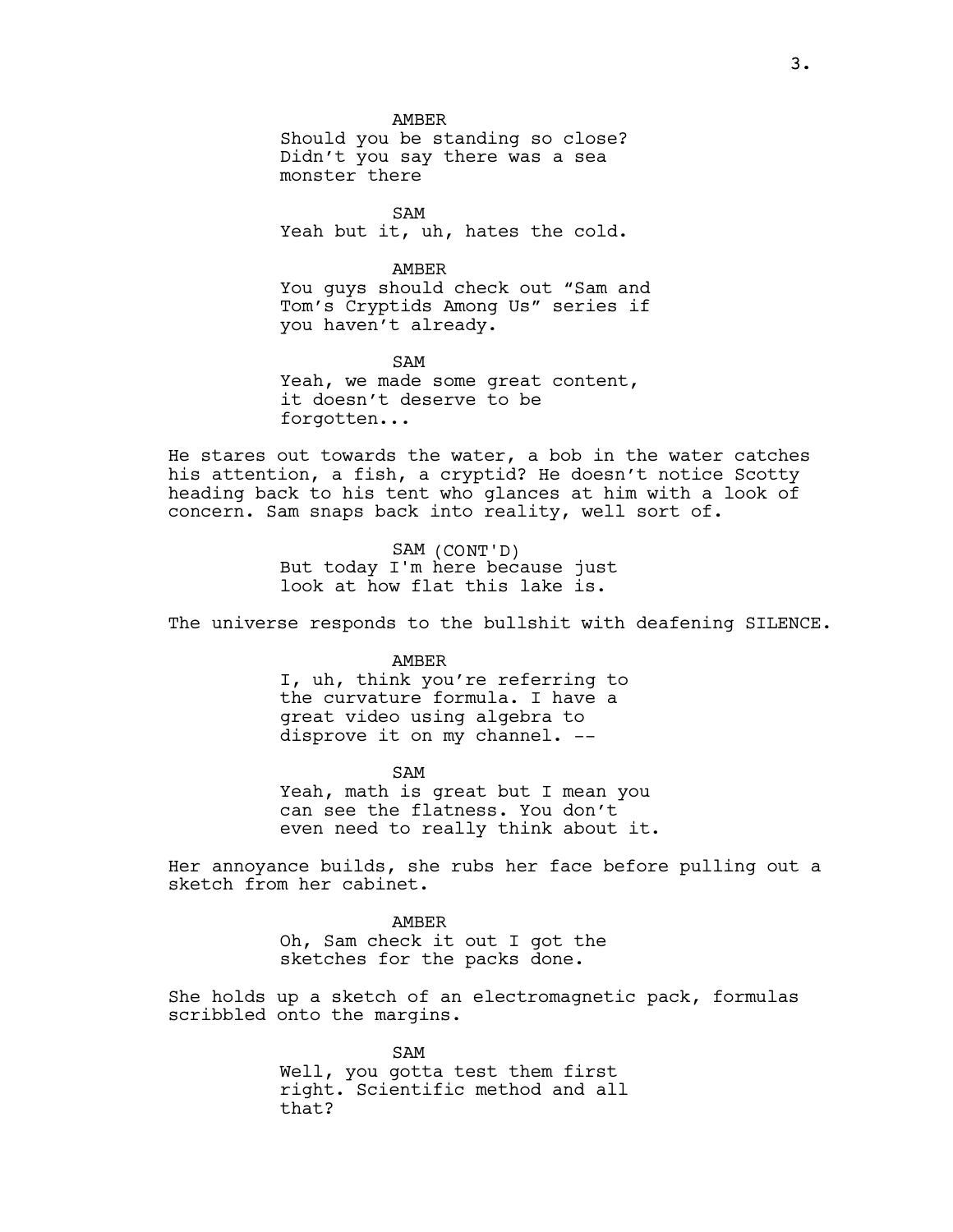AMBER
Should you be standing so close? Didn't you say there was a sea monster there

SAM
Yeah but it, uh, hates the cold.

AMBER
You guys should check out "Sam and Tom's Cryptids Among Us" series if you haven't already.

SAM
Yeah, we made some great content, it doesn't deserve to be forgotten...

He stares out towards the water, a bob in the water catches his attention, a fish, a cryptid? He doesn't notice Scotty heading back to his tent who glances at him with a look of concern. Sam snaps back into reality, well sort of.

SAM (CONT'D)
But today I'm here because just look at how flat this lake is.

The universe responds to the bullshit with deafening SILENCE.

AMBER
I, uh, think you're referring to the curvature formula. I have a great video using algebra to disprove it on my channel. --

SAM
Yeah, math is great but I mean you can see the flatness. You don't even need to really think about it.

Her annoyance builds, she rubs her face before pulling out a sketch from her cabinet.

AMBER
Oh, Sam check it out I got the sketches for the packs done.

She holds up a sketch of an electromagnetic pack, formulas scribbled onto the margins.

SAM
Well, you gotta test them first right. Scientific method and all that?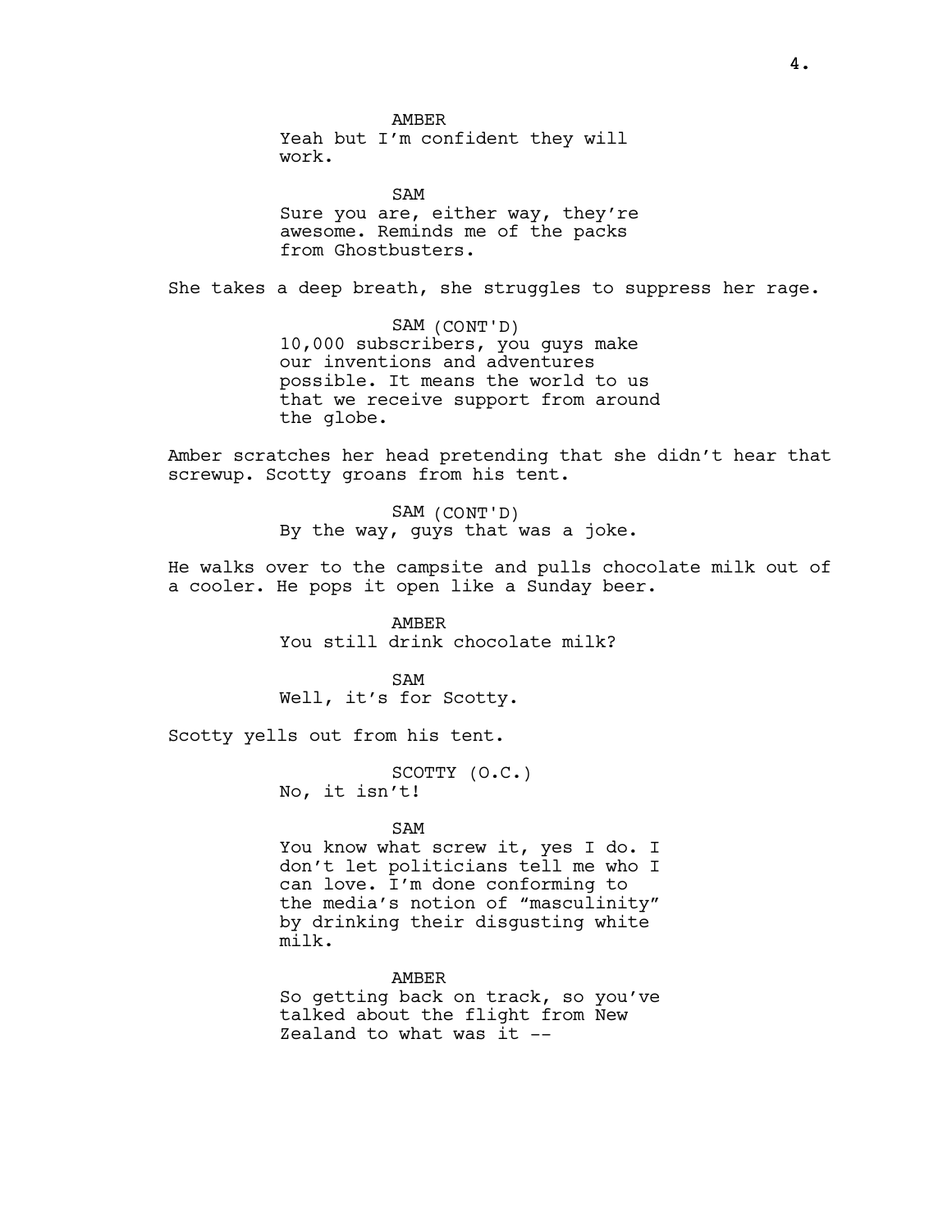AMBER
Yeah but I'm confident they will work.

SAM
Sure you are, either way, they're awesome. Reminds me of the packs from Ghostbusters.

She takes a deep breath, she struggles to suppress her rage.

SAM (CONT'D)
10,000 subscribers, you guys make our inventions and adventures possible. It means the world to us that we receive support from around the globe.

Amber scratches her head pretending that she didn't hear that screwup. Scotty groans from his tent.

SAM (CONT'D)
By the way, guys that was a joke.

He walks over to the campsite and pulls chocolate milk out of a cooler. He pops it open like a Sunday beer.

AMBER
You still drink chocolate milk?

SAM
Well, it's for Scotty.

Scotty yells out from his tent.

SCOTTY (O.C.)
No, it isn't!

SAM
You know what screw it, yes I do. I don't let politicians tell me who I can love. I'm done conforming to the media's notion of "masculinity" by drinking their disgusting white milk.

AMBER
So getting back on track, so you've talked about the flight from New Zealand to what was it --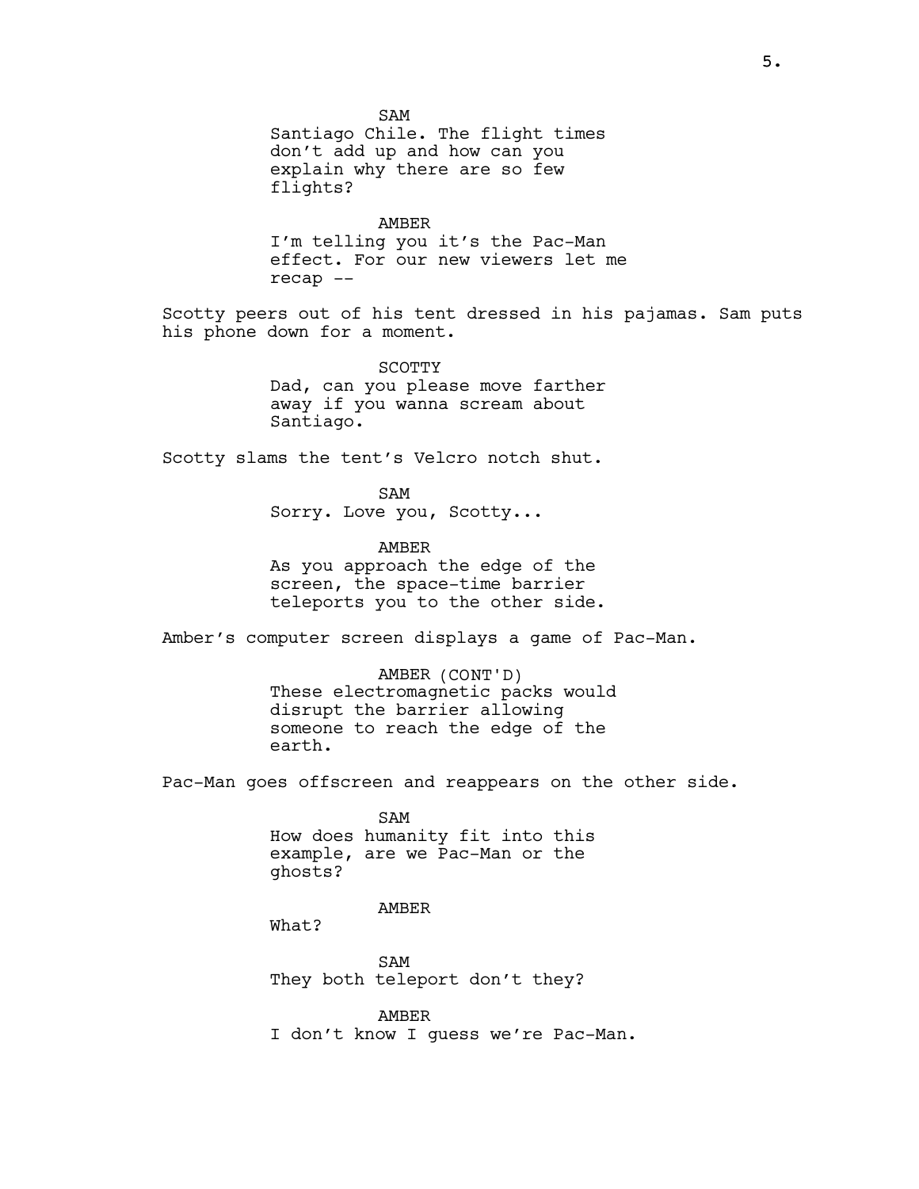SAM

Santiago Chile. The flight times don't add up and how can you explain why there are so few flights?

AMBER

I'm telling you it's the Pac-Man effect. For our new viewers let me recap --

Scotty peers out of his tent dressed in his pajamas. Sam puts his phone down for a moment.

SCOTTY

Dad, can you please move farther away if you wanna scream about Santiago.

Scotty slams the tent's Velcro notch shut.

SAM

Sorry. Love you, Scotty...

AMBER

As you approach the edge of the screen, the space-time barrier teleports you to the other side.

Amber's computer screen displays a game of Pac-Man.

AMBER (CONT'D)

These electromagnetic packs would disrupt the barrier allowing someone to reach the edge of the earth.

Pac-Man goes offscreen and reappears on the other side.

SAM

How does humanity fit into this example, are we Pac-Man or the ghosts?

AMBER

What?

SAM

They both teleport don't they?

AMBER

I don't know I guess we're Pac-Man.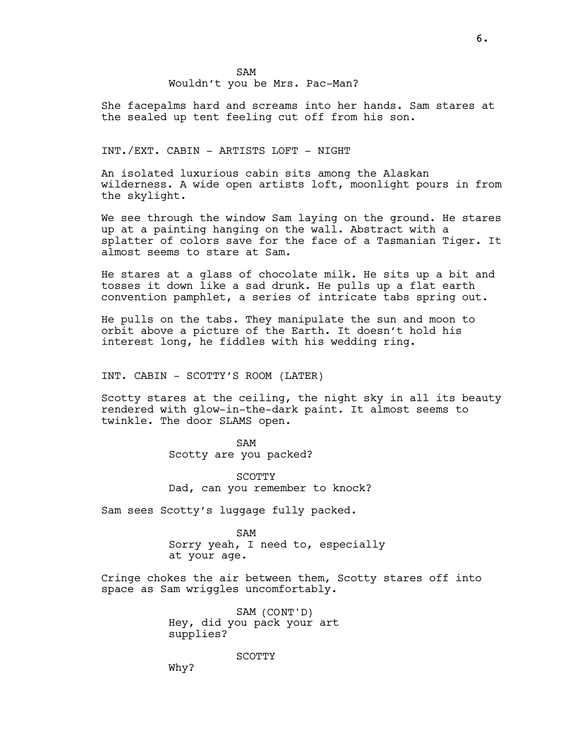SAM
Wouldn't you be Mrs. Pac-Man?

She facepalms hard and screams into her hands. Sam stares at the sealed up tent feeling cut off from his son.

INT./EXT. CABIN - ARTISTS LOFT - NIGHT

An isolated luxurious cabin sits among the Alaskan wilderness. A wide open artists loft, moonlight pours in from the skylight.

We see through the window Sam laying on the ground. He stares up at a painting hanging on the wall. Abstract with a splatter of colors save for the face of a Tasmanian Tiger. It almost seems to stare at Sam.

He stares at a glass of chocolate milk. He sits up a bit and tosses it down like a sad drunk. He pulls up a flat earth convention pamphlet, a series of intricate tabs spring out.

He pulls on the tabs. They manipulate the sun and moon to orbit above a picture of the Earth. It doesn't hold his interest long, he fiddles with his wedding ring.

INT. CABIN - SCOTTY'S ROOM (LATER)

Scotty stares at the ceiling, the night sky in all its beauty rendered with glow-in-the-dark paint. It almost seems to twinkle. The door SLAMS open.

SAM
Scotty are you packed?

SCOTTY
Dad, can you remember to knock?

Sam sees Scotty's luggage fully packed.

SAM
Sorry yeah, I need to, especially at your age.

Cringe chokes the air between them, Scotty stares off into space as Sam wriggles uncomfortably.

SAM (CONT'D)
Hey, did you pack your art supplies?

SCOTTY
Why?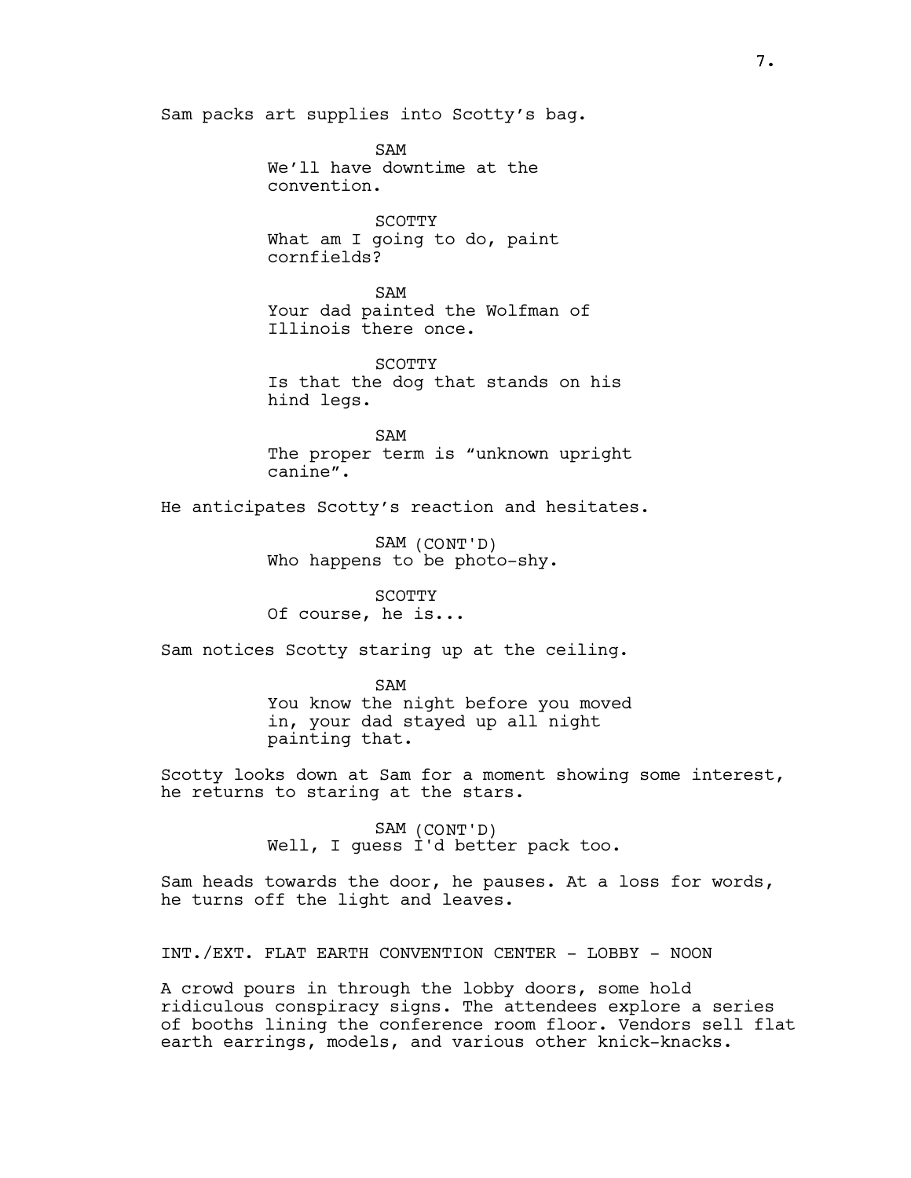Sam packs art supplies into Scotty's bag.

SAM
We'll have downtime at the convention.

SCOTTY
What am I going to do, paint cornfields?

SAM
Your dad painted the Wolfman of Illinois there once.

SCOTTY
Is that the dog that stands on his hind legs.

SAM
The proper term is "unknown upright canine".

He anticipates Scotty's reaction and hesitates.

SAM (CONT'D)
Who happens to be photo-shy.

SCOTTY
Of course, he is...

Sam notices Scotty staring up at the ceiling.

SAM
You know the night before you moved in, your dad stayed up all night painting that.

Scotty looks down at Sam for a moment showing some interest, he returns to staring at the stars.

SAM (CONT'D)
Well, I guess I'd better pack too.

Sam heads towards the door, he pauses. At a loss for words, he turns off the light and leaves.

INT./EXT. FLAT EARTH CONVENTION CENTER - LOBBY - NOON

A crowd pours in through the lobby doors, some hold ridiculous conspiracy signs. The attendees explore a series of booths lining the conference room floor. Vendors sell flat earth earrings, models, and various other knick-knacks.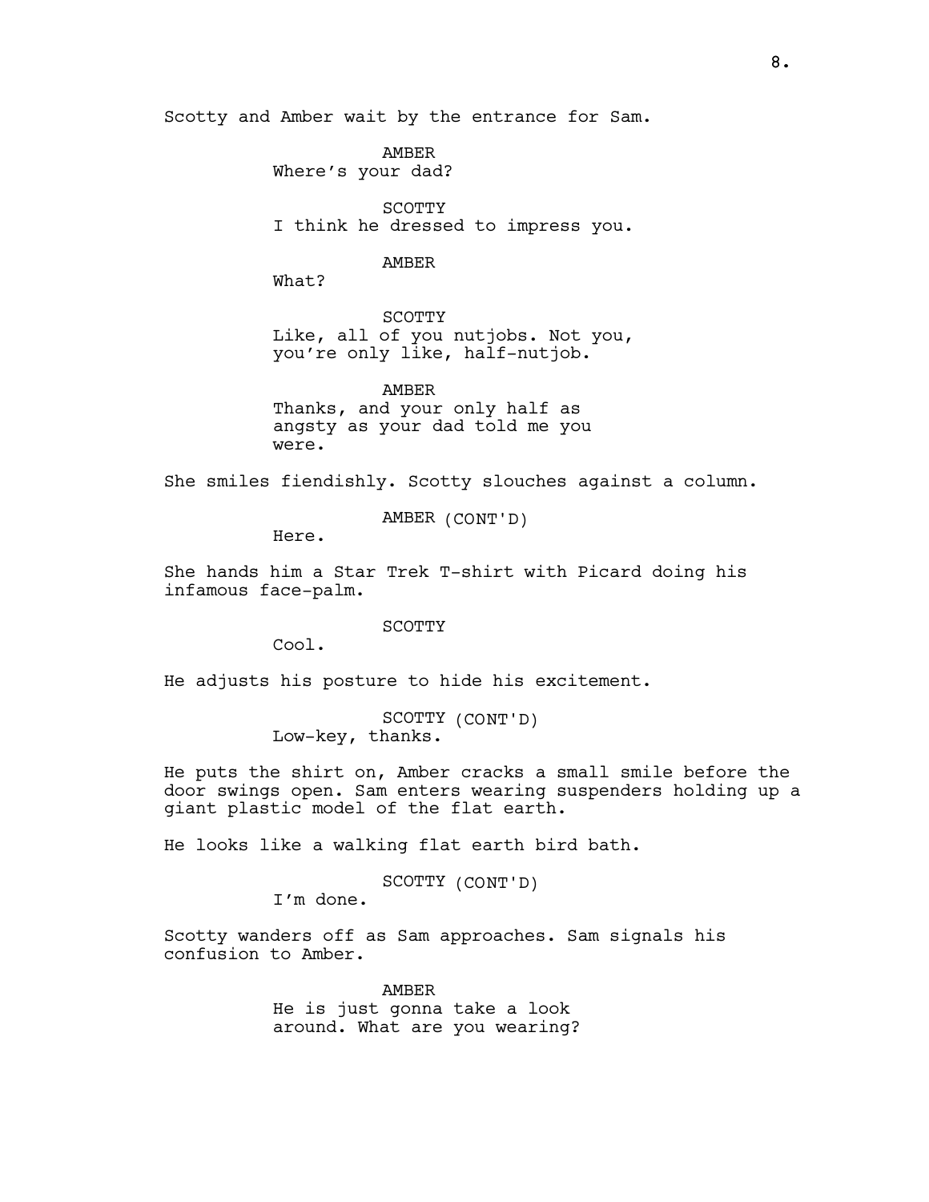Scotty and Amber wait by the entrance for Sam.

AMBER
Where's your dad?

SCOTTY
I think he dressed to impress you.

AMBER
What?

SCOTTY
Like, all of you nutjobs. Not you, you're only like, half-nutjob.

AMBER
Thanks, and your only half as angsty as your dad told me you were.

She smiles fiendishly. Scotty slouches against a column.

AMBER (CONT'D)
Here.

She hands him a Star Trek T-shirt with Picard doing his infamous face-palm.

SCOTTY
Cool.

He adjusts his posture to hide his excitement.

SCOTTY (CONT'D)
Low-key, thanks.

He puts the shirt on, Amber cracks a small smile before the door swings open. Sam enters wearing suspenders holding up a giant plastic model of the flat earth.

He looks like a walking flat earth bird bath.

SCOTTY (CONT'D)
I'm done.

Scotty wanders off as Sam approaches. Sam signals his confusion to Amber.

AMBER
He is just gonna take a look around. What are you wearing?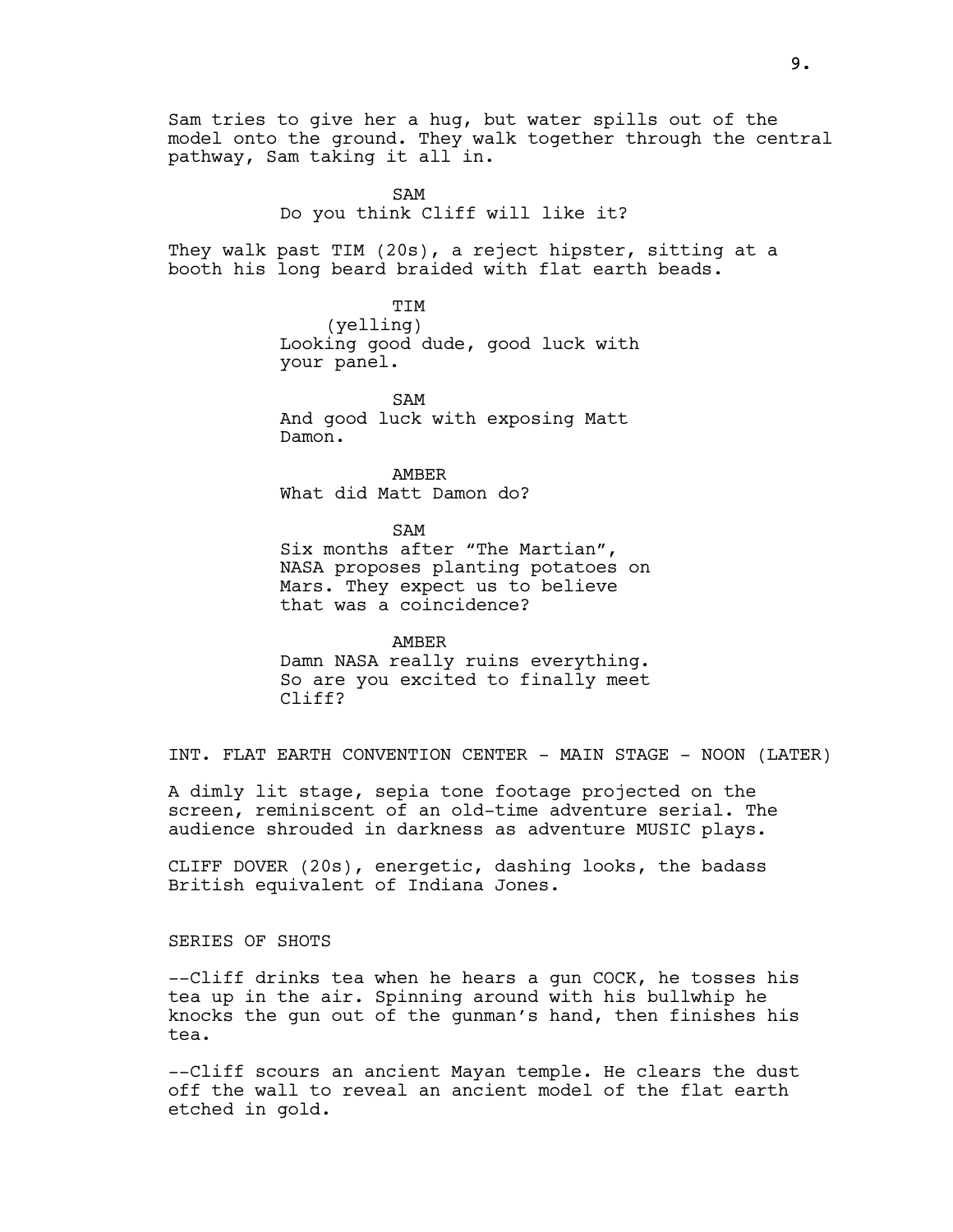Sam tries to give her a hug, but water spills out of the model onto the ground. They walk together through the central pathway, Sam taking it all in.

SAM
Do you think Cliff will like it?

They walk past TIM (20s), a reject hipster, sitting at a booth his long beard braided with flat earth beads.

TIM
(yelling)
Looking good dude, good luck with your panel.

SAM
And good luck with exposing Matt Damon.

AMBER
What did Matt Damon do?

SAM
Six months after “The Martian”, NASA proposes planting potatoes on Mars. They expect us to believe that was a coincidence?

AMBER
Damn NASA really ruins everything. So are you excited to finally meet Cliff?

INT. FLAT EARTH CONVENTION CENTER - MAIN STAGE - NOON (LATER)

A dimly lit stage, sepia tone footage projected on the screen, reminiscent of an old-time adventure serial. The audience shrouded in darkness as adventure MUSIC plays.

CLIFF DOVER (20s), energetic, dashing looks, the badass British equivalent of Indiana Jones.

SERIES OF SHOTS

--Cliff drinks tea when he hears a gun COCK, he tosses his tea up in the air. Spinning around with his bullwhip he knocks the gun out of the gunman’s hand, then finishes his tea.

--Cliff scours an ancient Mayan temple. He clears the dust off the wall to reveal an ancient model of the flat earth etched in gold.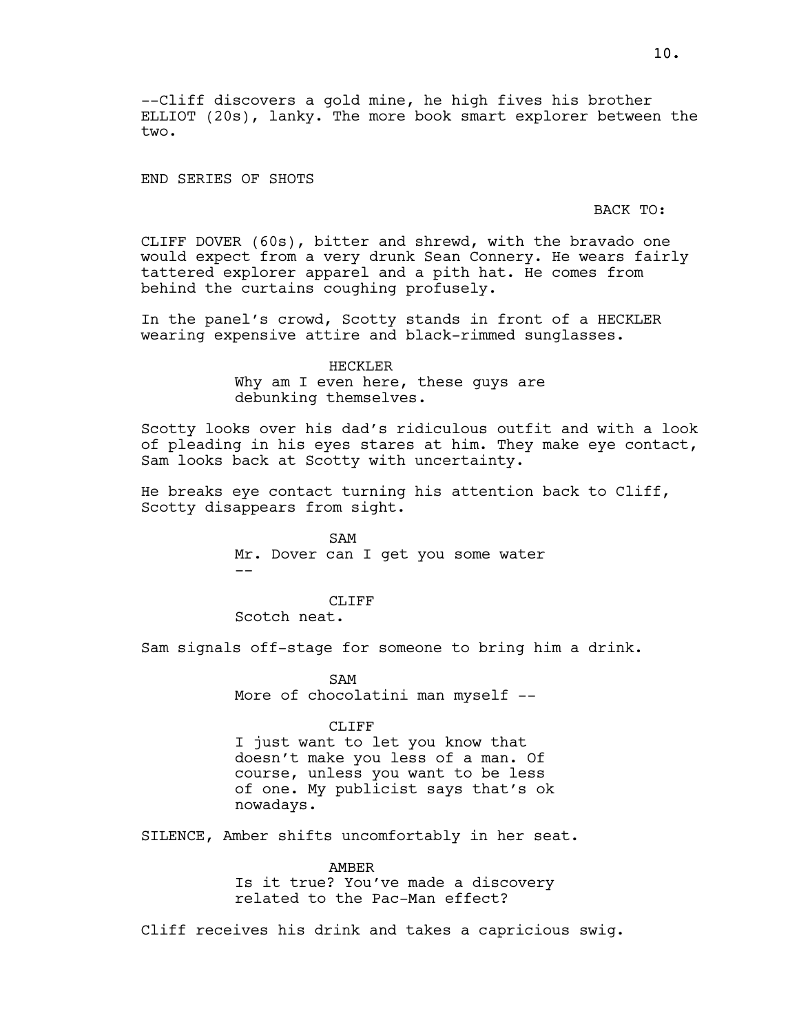--Cliff discovers a gold mine, he high fives his brother ELLIOT (20s), lanky. The more book smart explorer between the two.

END SERIES OF SHOTS

BACK TO:

CLIFF DOVER (60s), bitter and shrewd, with the bravado one would expect from a very drunk Sean Connery. He wears fairly tattered explorer apparel and a pith hat. He comes from behind the curtains coughing profusely.

In the panel's crowd, Scotty stands in front of a HECKLER wearing expensive attire and black-rimmed sunglasses.

HECKLER
Why am I even here, these guys are debunking themselves.

Scotty looks over his dad's ridiculous outfit and with a look of pleading in his eyes stares at him. They make eye contact, Sam looks back at Scotty with uncertainty.

He breaks eye contact turning his attention back to Cliff, Scotty disappears from sight.

SAM
Mr. Dover can I get you some water --

CLIFF
Scotch neat.

Sam signals off-stage for someone to bring him a drink.

SAM
More of chocolatini man myself --

CLIFF
I just want to let you know that doesn't make you less of a man. Of course, unless you want to be less of one. My publicist says that's ok nowadays.

SILENCE, Amber shifts uncomfortably in her seat.

AMBER
Is it true? You've made a discovery related to the Pac-Man effect?

Cliff receives his drink and takes a capricious swig.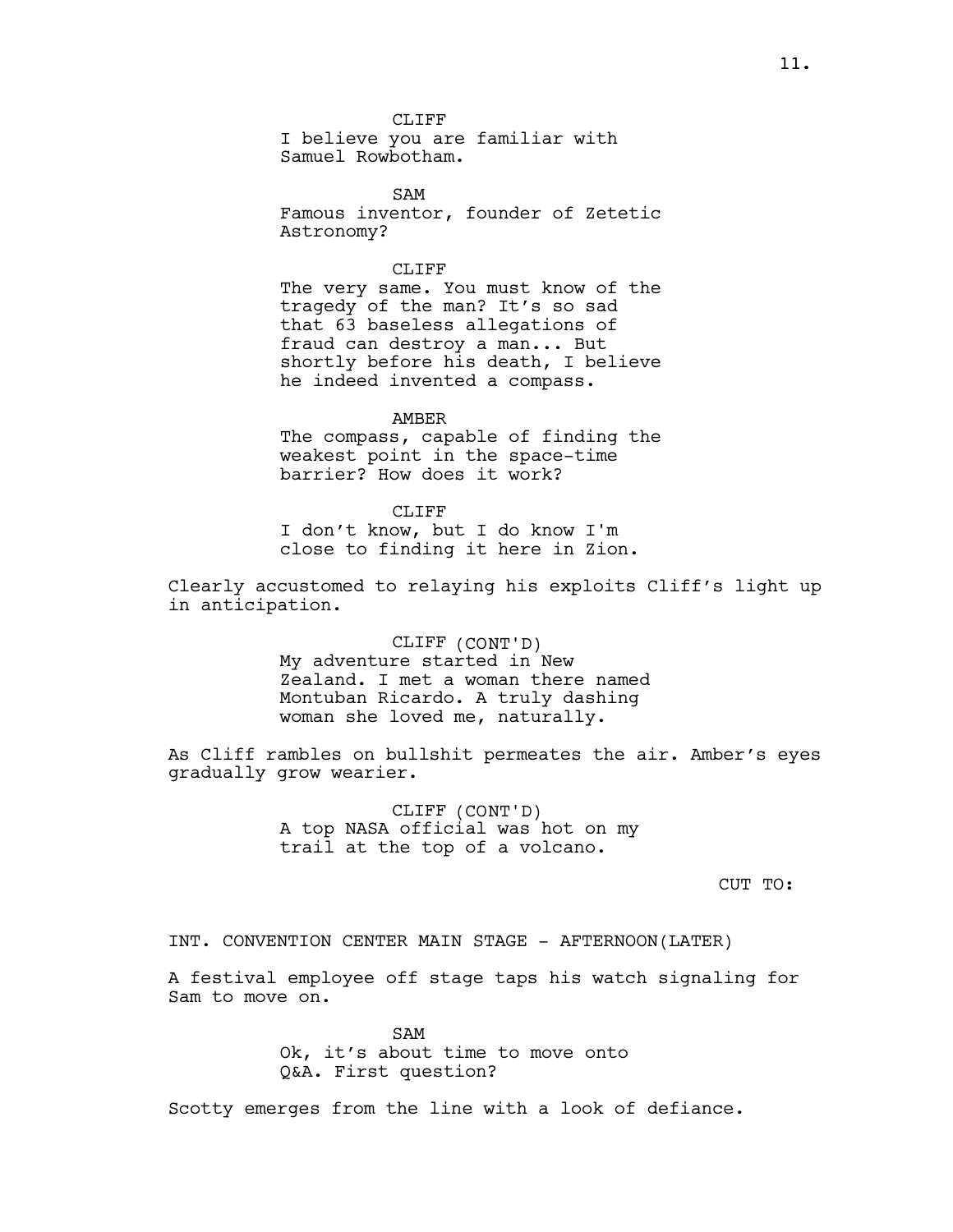CLIFF
I believe you are familiar with Samuel Rowbotham.

SAM
Famous inventor, founder of Zetetic Astronomy?

CLIFF
The very same. You must know of the tragedy of the man? It's so sad that 63 baseless allegations of fraud can destroy a man... But shortly before his death, I believe he indeed invented a compass.

AMBER
The compass, capable of finding the weakest point in the space-time barrier? How does it work?

CLIFF
I don't know, but I do know I'm close to finding it here in Zion.

Clearly accustomed to relaying his exploits Cliff's light up in anticipation.

CLIFF (CONT'D)
My adventure started in New Zealand. I met a woman there named Montuban Ricardo. A truly dashing woman she loved me, naturally.

As Cliff rambles on bullshit permeates the air. Amber's eyes gradually grow wearier.

CLIFF (CONT'D)
A top NASA official was hot on my trail at the top of a volcano.

CUT TO:

INT. CONVENTION CENTER MAIN STAGE - AFTERNOON(LATER)

A festival employee off stage taps his watch signaling for Sam to move on.

SAM
Ok, it's about time to move onto Q&A. First question?

Scotty emerges from the line with a look of defiance.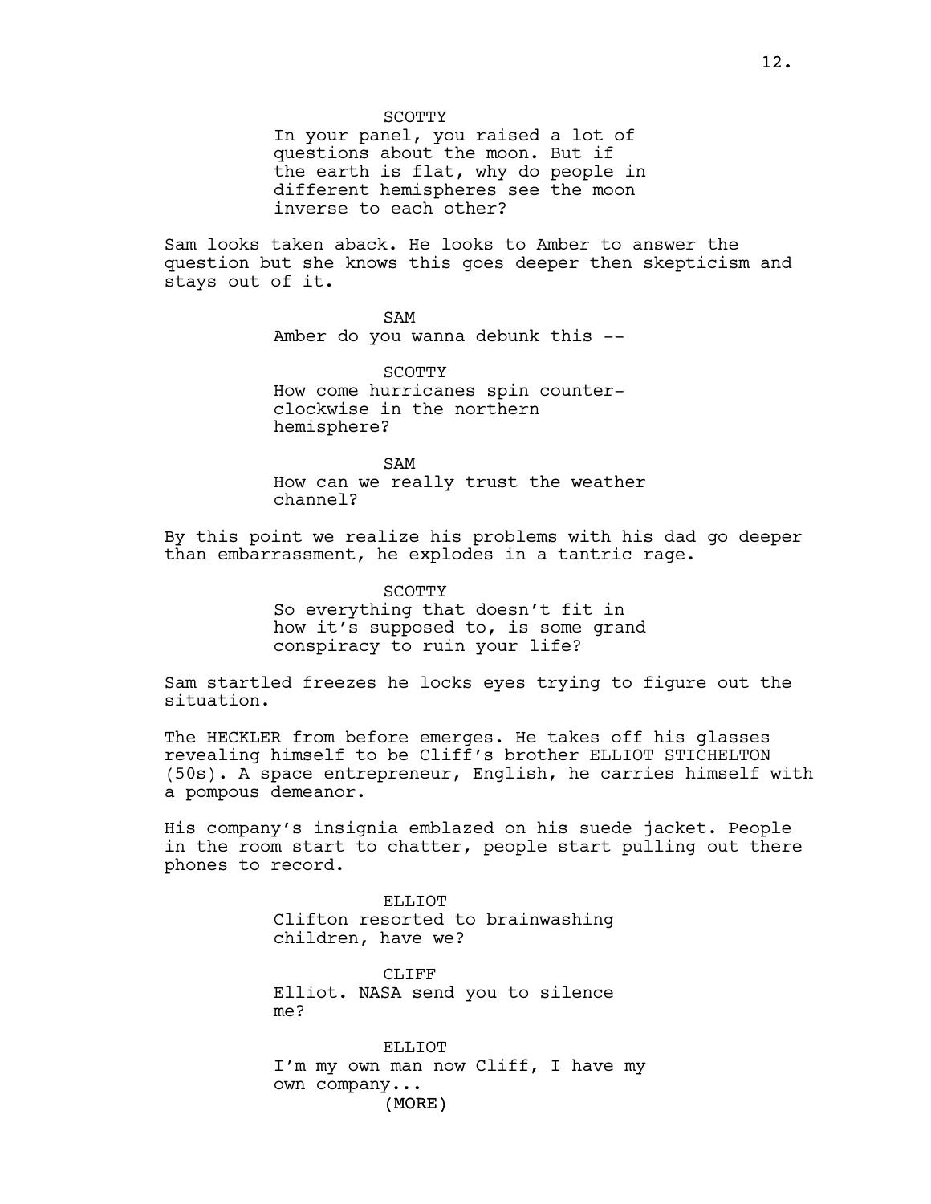SCOTTY
In your panel, you raised a lot of questions about the moon. But if the earth is flat, why do people in different hemispheres see the moon inverse to each other?

Sam looks taken aback. He looks to Amber to answer the question but she knows this goes deeper then skepticism and stays out of it.

SAM
Amber do you wanna debunk this --

SCOTTY
How come hurricanes spin counter-clockwise in the northern hemisphere?

SAM
How can we really trust the weather channel?

By this point we realize his problems with his dad go deeper than embarrassment, he explodes in a tantric rage.

SCOTTY
So everything that doesn't fit in how it's supposed to, is some grand conspiracy to ruin your life?

Sam startled freezes he locks eyes trying to figure out the situation.

The HECKLER from before emerges. He takes off his glasses revealing himself to be Cliff's brother ELLIOT STICHELTON (50s). A space entrepreneur, English, he carries himself with a pompous demeanor.

His company's insignia emblazed on his suede jacket. People in the room start to chatter, people start pulling out there phones to record.

ELLIOT
Clifton resorted to brainwashing children, have we?

CLIFF
Elliot. NASA send you to silence me?

ELLIOT
I'm my own man now Cliff, I have my own company...
(MORE)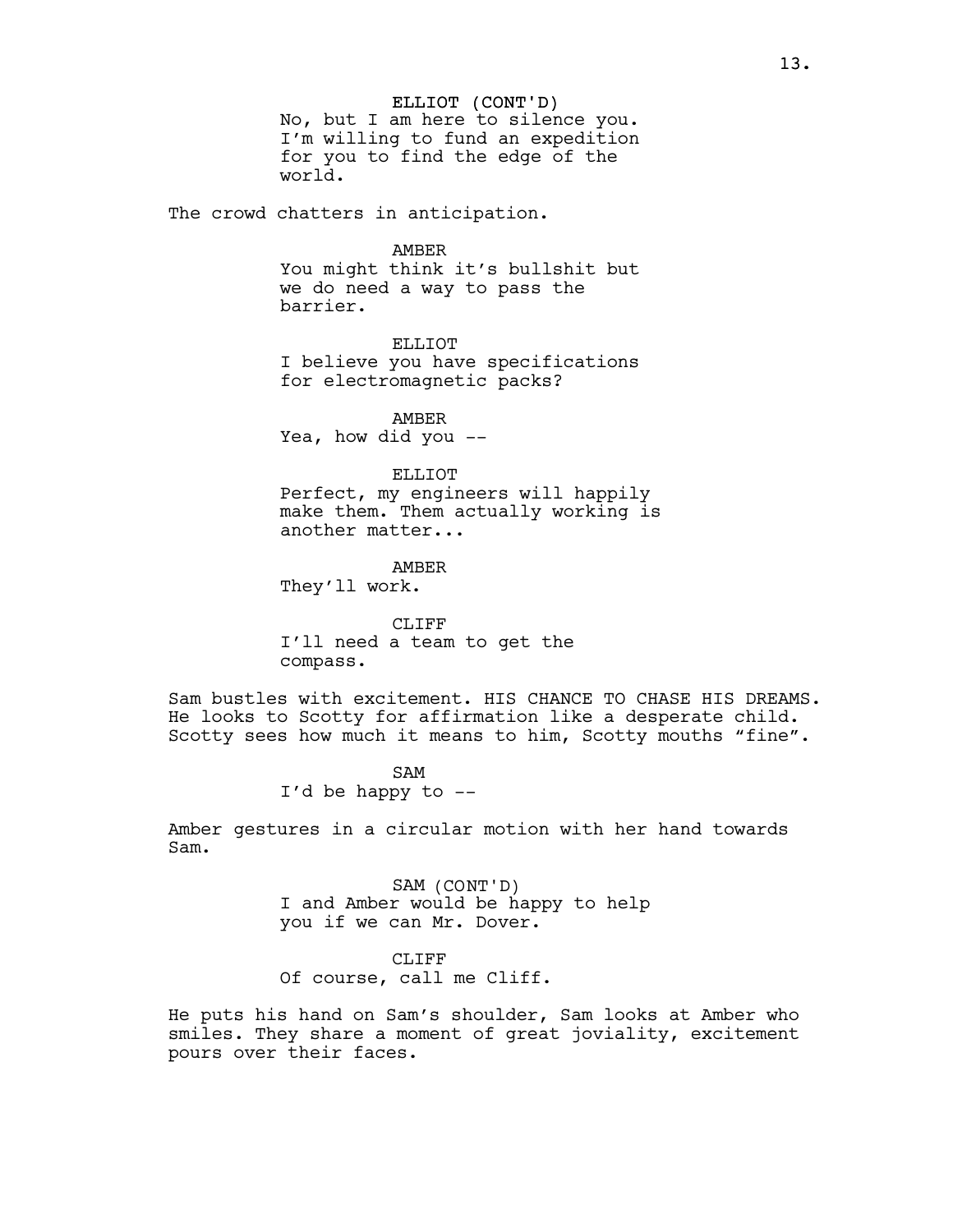ELLIOT (CONT'D)
No, but I am here to silence you. I'm willing to fund an expedition for you to find the edge of the world.

The crowd chatters in anticipation.

AMBER
You might think it's bullshit but we do need a way to pass the barrier.

ELLIOT
I believe you have specifications for electromagnetic packs?

AMBER
Yea, how did you --

ELLIOT
Perfect, my engineers will happily make them. Them actually working is another matter...

AMBER
They'll work.

CLIFF
I'll need a team to get the compass.

Sam bustles with excitement. HIS CHANCE TO CHASE HIS DREAMS. He looks to Scotty for affirmation like a desperate child. Scotty sees how much it means to him, Scotty mouths "fine".

SAM
I'd be happy to --

Amber gestures in a circular motion with her hand towards Sam.

SAM (CONT'D)
I and Amber would be happy to help you if we can Mr. Dover.

CLIFF
Of course, call me Cliff.

He puts his hand on Sam's shoulder, Sam looks at Amber who smiles. They share a moment of great joviality, excitement pours over their faces.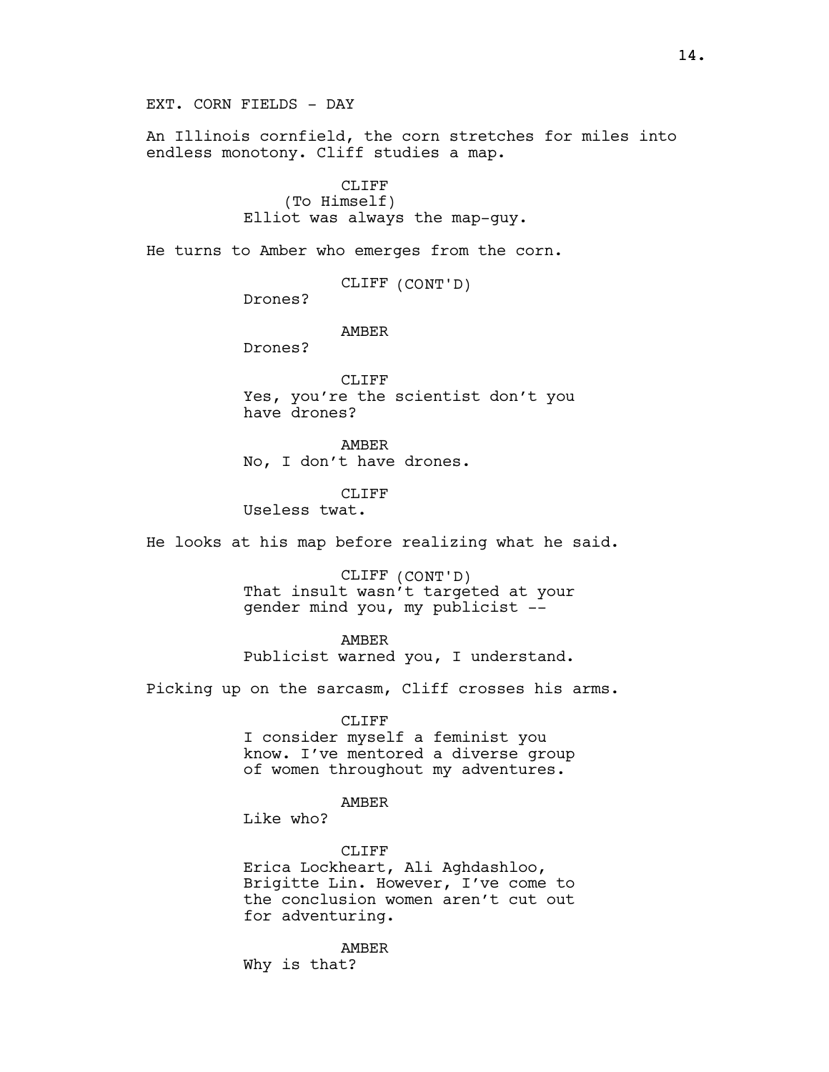EXT. CORN FIELDS - DAY

An Illinois cornfield, the corn stretches for miles into endless monotony. Cliff studies a map.

CLIFF
(To Himself)
Elliot was always the map-guy.

He turns to Amber who emerges from the corn.

CLIFF (CONT'D)
Drones?

AMBER
Drones?

CLIFF
Yes, you're the scientist don't you have drones?

AMBER
No, I don't have drones.

CLIFF
Useless twat.

He looks at his map before realizing what he said.

CLIFF (CONT'D)
That insult wasn't targeted at your gender mind you, my publicist --

AMBER
Publicist warned you, I understand.

Picking up on the sarcasm, Cliff crosses his arms.

CLIFF
I consider myself a feminist you know. I've mentored a diverse group of women throughout my adventures.

AMBER
Like who?

CLIFF
Erica Lockheart, Ali Aghdashloo, Brigitte Lin. However, I've come to the conclusion women aren't cut out for adventuring.

AMBER
Why is that?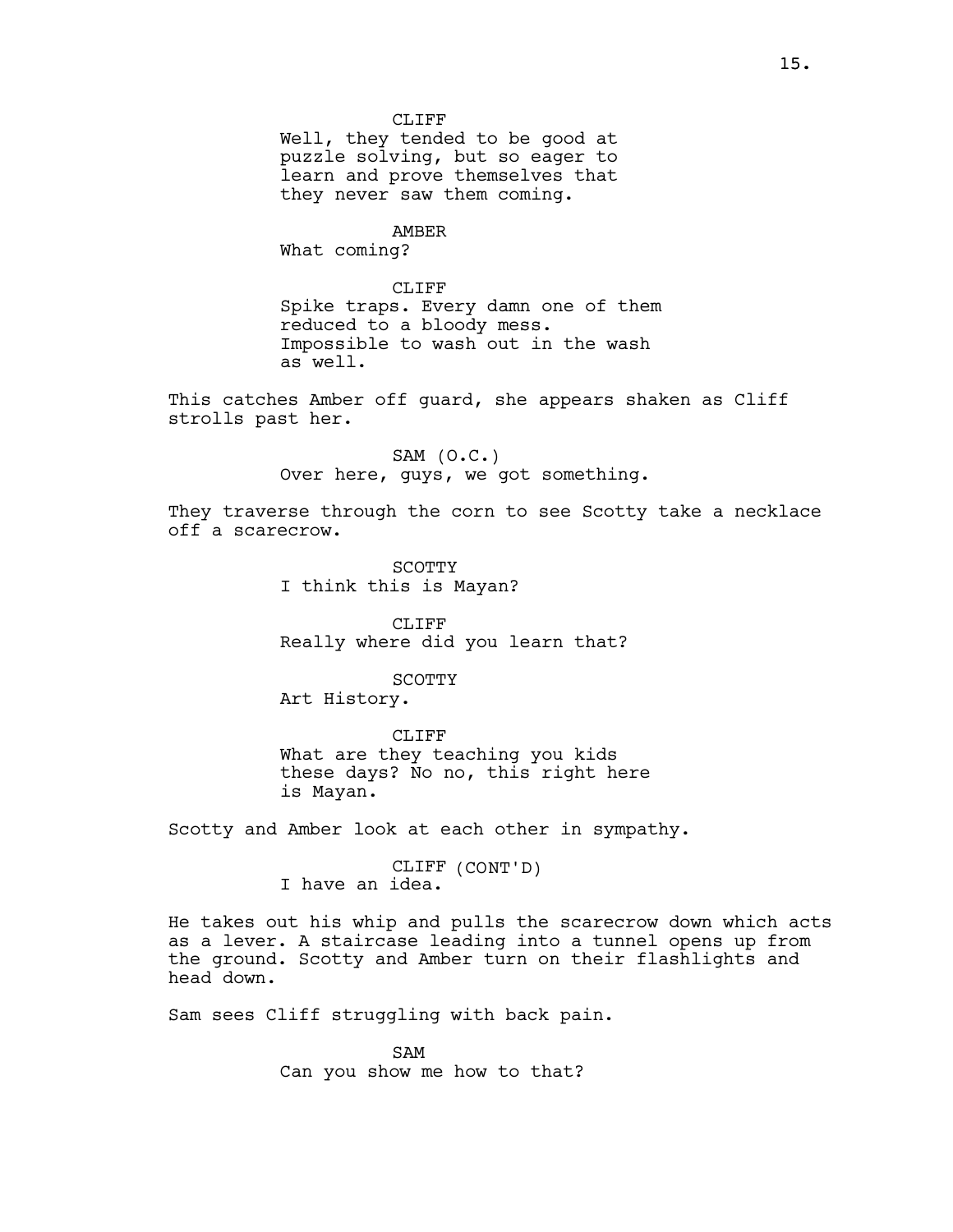CLIFF
Well, they tended to be good at puzzle solving, but so eager to learn and prove themselves that they never saw them coming.

AMBER
What coming?

CLIFF
Spike traps. Every damn one of them reduced to a bloody mess. Impossible to wash out in the wash as well.

This catches Amber off guard, she appears shaken as Cliff strolls past her.

SAM (O.C.)
Over here, guys, we got something.

They traverse through the corn to see Scotty take a necklace off a scarecrow.

SCOTTY
I think this is Mayan?

CLIFF
Really where did you learn that?

SCOTTY
Art History.

CLIFF
What are they teaching you kids these days? No no, this right here is Mayan.

Scotty and Amber look at each other in sympathy.

CLIFF (CONT'D)
I have an idea.

He takes out his whip and pulls the scarecrow down which acts as a lever. A staircase leading into a tunnel opens up from the ground. Scotty and Amber turn on their flashlights and head down.

Sam sees Cliff struggling with back pain.

SAM
Can you show me how to that?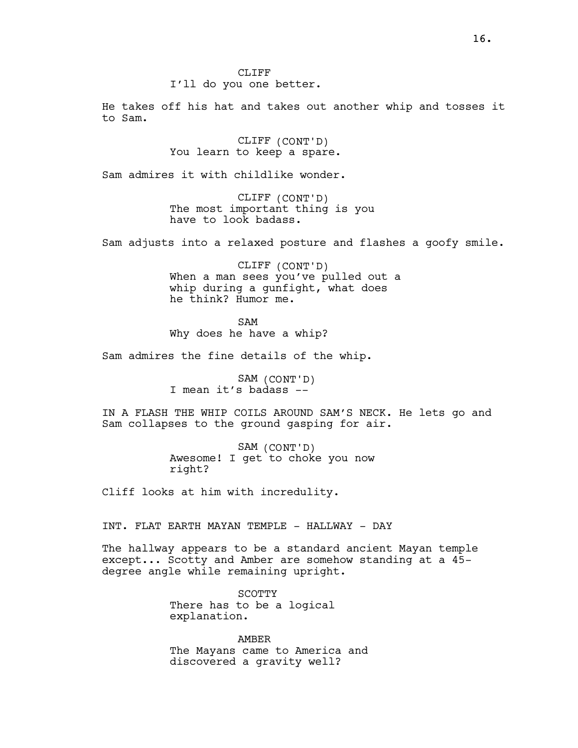CLIFF
I'll do you one better.

He takes off his hat and takes out another whip and tosses it to Sam.

CLIFF (CONT'D)
You learn to keep a spare.

Sam admires it with childlike wonder.

CLIFF (CONT'D)
The most important thing is you have to look badass.

Sam adjusts into a relaxed posture and flashes a goofy smile.

CLIFF (CONT'D)
When a man sees you've pulled out a whip during a gunfight, what does he think? Humor me.

SAM
Why does he have a whip?

Sam admires the fine details of the whip.

SAM (CONT'D)
I mean it's badass --

IN A FLASH THE WHIP COILS AROUND SAM'S NECK. He lets go and Sam collapses to the ground gasping for air.

SAM (CONT'D)
Awesome! I get to choke you now right?

Cliff looks at him with incredulity.

INT. FLAT EARTH MAYAN TEMPLE - HALLWAY - DAY

The hallway appears to be a standard ancient Mayan temple except... Scotty and Amber are somehow standing at a 45-degree angle while remaining upright.

SCOTTY
There has to be a logical explanation.

AMBER
The Mayans came to America and discovered a gravity well?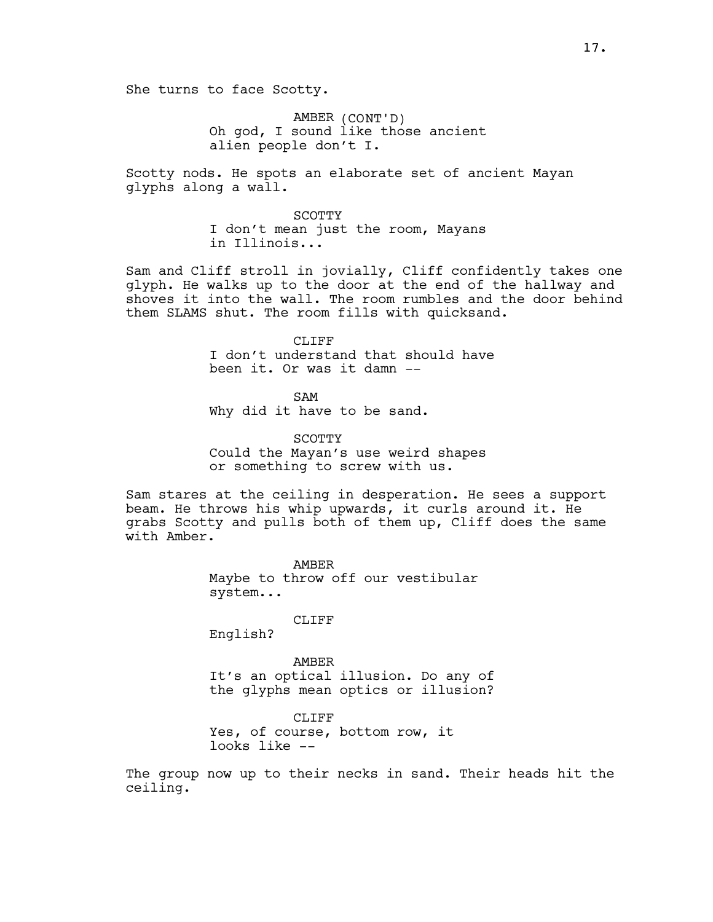She turns to face Scotty.

AMBER (CONT'D)
Oh god, I sound like those ancient alien people don't I.

Scotty nods. He spots an elaborate set of ancient Mayan glyphs along a wall.

SCOTTY
I don't mean just the room, Mayans in Illinois...

Sam and Cliff stroll in jovially, Cliff confidently takes one glyph. He walks up to the door at the end of the hallway and shoves it into the wall. The room rumbles and the door behind them SLAMS shut. The room fills with quicksand.

CLIFF
I don't understand that should have been it. Or was it damn --

SAM
Why did it have to be sand.

SCOTTY
Could the Mayan's use weird shapes or something to screw with us.

Sam stares at the ceiling in desperation. He sees a support beam. He throws his whip upwards, it curls around it. He grabs Scotty and pulls both of them up, Cliff does the same with Amber.

AMBER
Maybe to throw off our vestibular system...

CLIFF
English?

AMBER
It's an optical illusion. Do any of the glyphs mean optics or illusion?

CLIFF
Yes, of course, bottom row, it looks like --

The group now up to their necks in sand. Their heads hit the ceiling.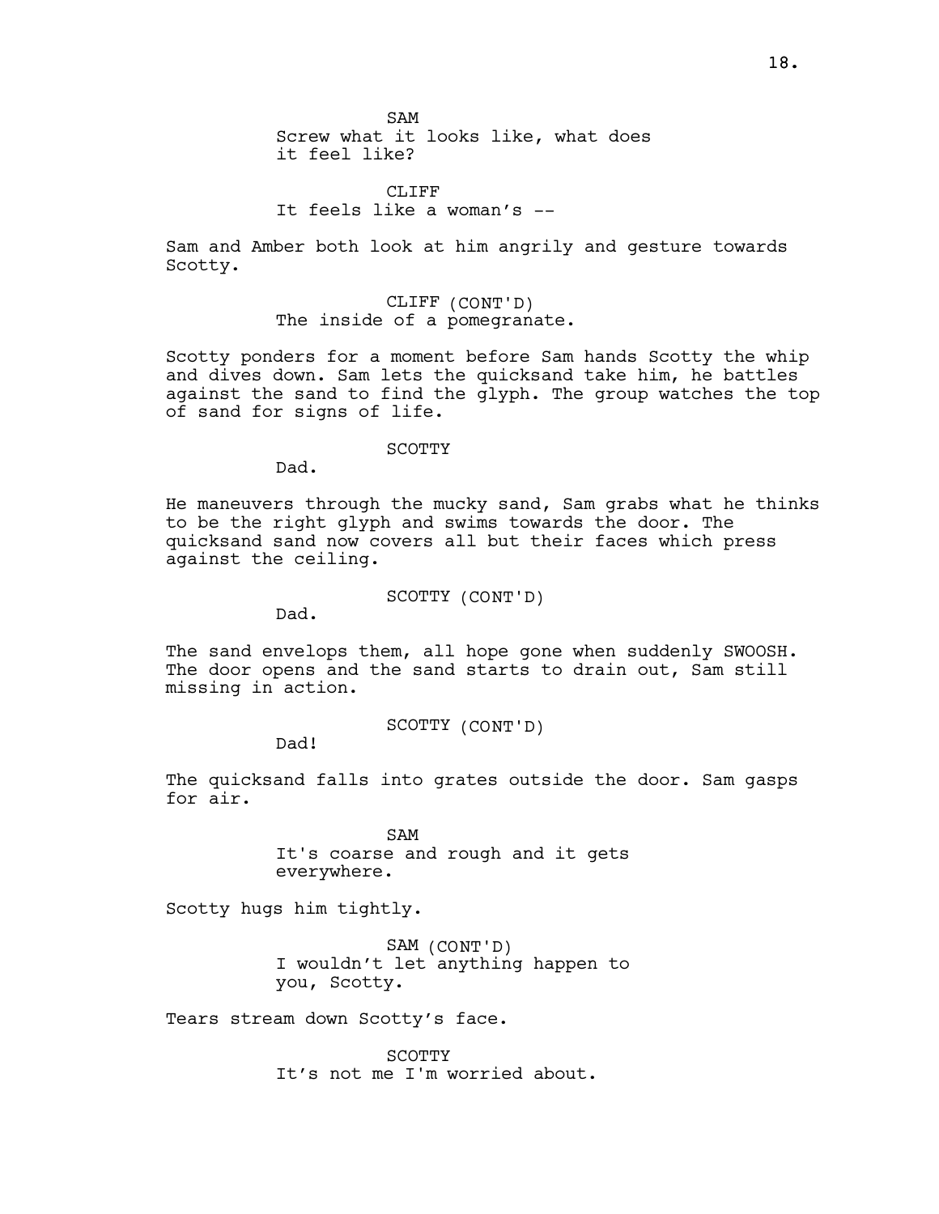SAM
Screw what it looks like, what does it feel like?

CLIFF
It feels like a woman's --

Sam and Amber both look at him angrily and gesture towards Scotty.

CLIFF (CONT'D)
The inside of a pomegranate.

Scotty ponders for a moment before Sam hands Scotty the whip and dives down. Sam lets the quicksand take him, he battles against the sand to find the glyph. The group watches the top of sand for signs of life.

SCOTTY
Dad.

He maneuvers through the mucky sand, Sam grabs what he thinks to be the right glyph and swims towards the door. The quicksand sand now covers all but their faces which press against the ceiling.

SCOTTY (CONT'D)
Dad.

The sand envelops them, all hope gone when suddenly SWOOSH. The door opens and the sand starts to drain out, Sam still missing in action.

SCOTTY (CONT'D)
Dad!

The quicksand falls into grates outside the door. Sam gasps for air.

SAM
It's coarse and rough and it gets everywhere.

Scotty hugs him tightly.

SAM (CONT'D)
I wouldn't let anything happen to you, Scotty.

Tears stream down Scotty's face.

SCOTTY
It's not me I'm worried about.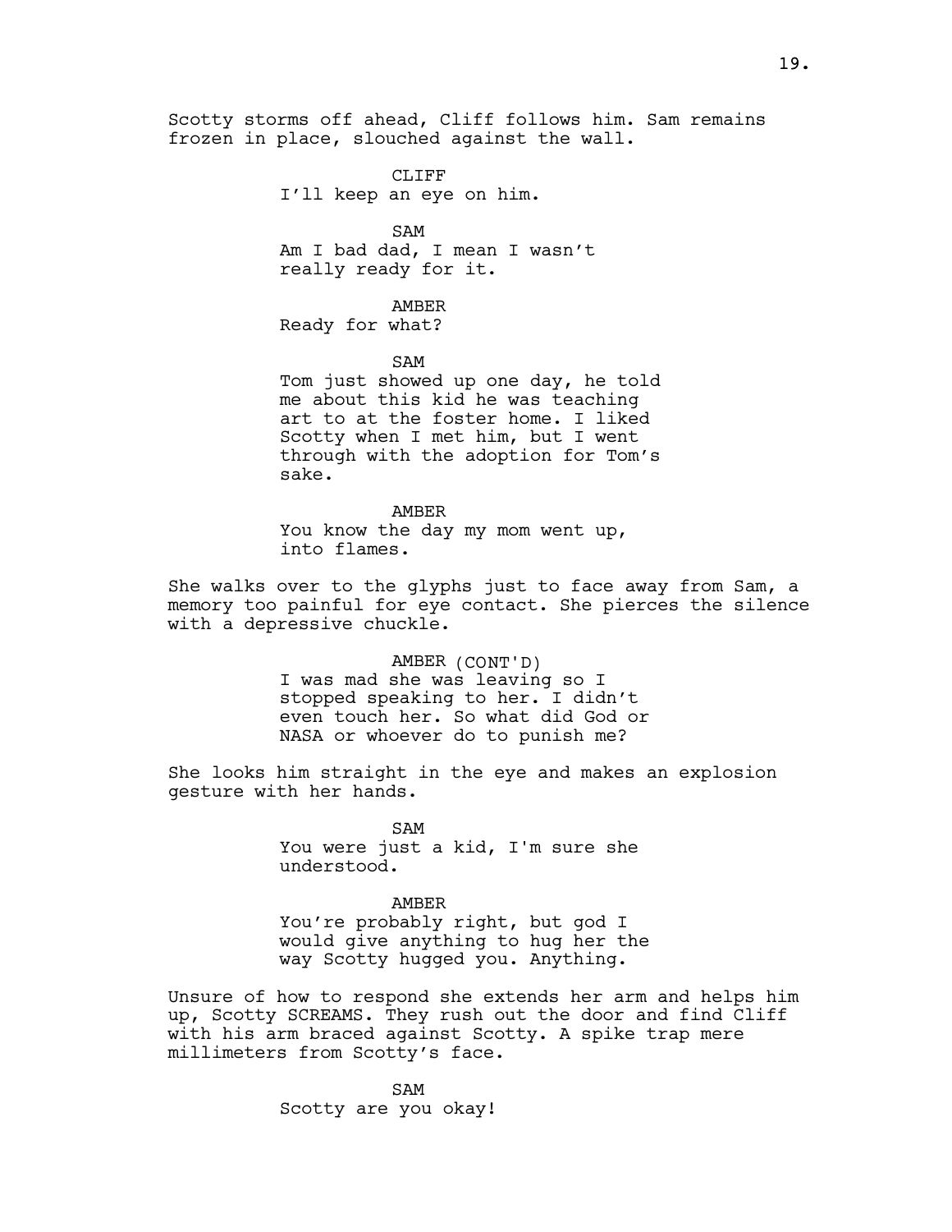Scotty storms off ahead, Cliff follows him. Sam remains frozen in place, slouched against the wall.

CLIFF
I'll keep an eye on him.

SAM
Am I bad dad, I mean I wasn't really ready for it.

AMBER
Ready for what?

SAM
Tom just showed up one day, he told me about this kid he was teaching art to at the foster home. I liked Scotty when I met him, but I went through with the adoption for Tom's sake.

AMBER
You know the day my mom went up, into flames.

She walks over to the glyphs just to face away from Sam, a memory too painful for eye contact. She pierces the silence with a depressive chuckle.

AMBER (CONT'D)
I was mad she was leaving so I stopped speaking to her. I didn't even touch her. So what did God or NASA or whoever do to punish me?

She looks him straight in the eye and makes an explosion gesture with her hands.

SAM
You were just a kid, I'm sure she understood.

AMBER
You're probably right, but god I would give anything to hug her the way Scotty hugged you. Anything.

Unsure of how to respond she extends her arm and helps him up, Scotty SCREAMS. They rush out the door and find Cliff with his arm braced against Scotty. A spike trap mere millimeters from Scotty's face.

SAM
Scotty are you okay!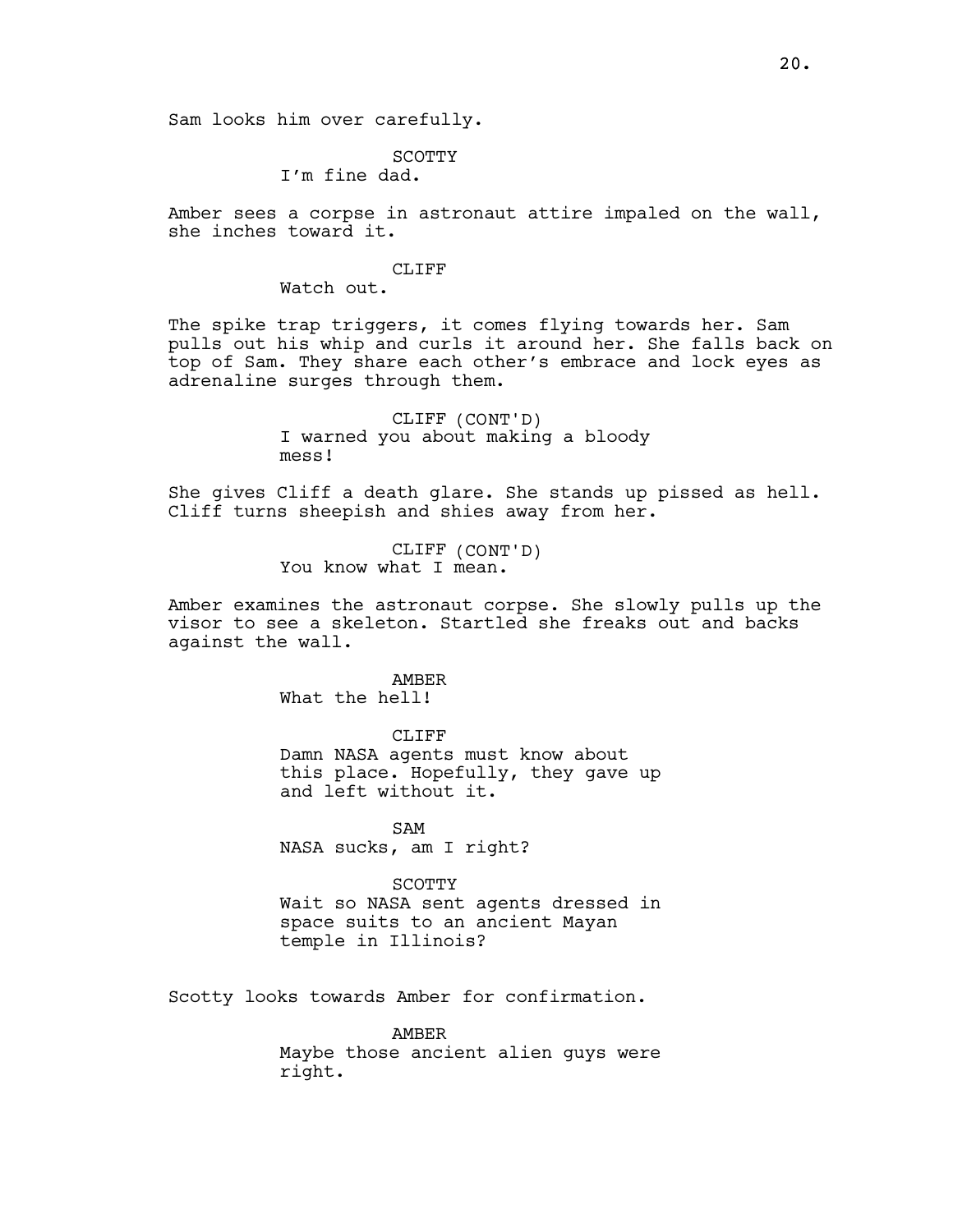Sam looks him over carefully.

SCOTTY
I'm fine dad.

Amber sees a corpse in astronaut attire impaled on the wall, she inches toward it.

CLIFF
Watch out.

The spike trap triggers, it comes flying towards her. Sam pulls out his whip and curls it around her. She falls back on top of Sam. They share each other's embrace and lock eyes as adrenaline surges through them.

CLIFF (CONT'D)
I warned you about making a bloody mess!

She gives Cliff a death glare. She stands up pissed as hell. Cliff turns sheepish and shies away from her.

CLIFF (CONT'D)
You know what I mean.

Amber examines the astronaut corpse. She slowly pulls up the visor to see a skeleton. Startled she freaks out and backs against the wall.

AMBER
What the hell!

CLIFF
Damn NASA agents must know about this place. Hopefully, they gave up and left without it.

SAM
NASA sucks, am I right?

SCOTTY
Wait so NASA sent agents dressed in space suits to an ancient Mayan temple in Illinois?

Scotty looks towards Amber for confirmation.

AMBER
Maybe those ancient alien guys were right.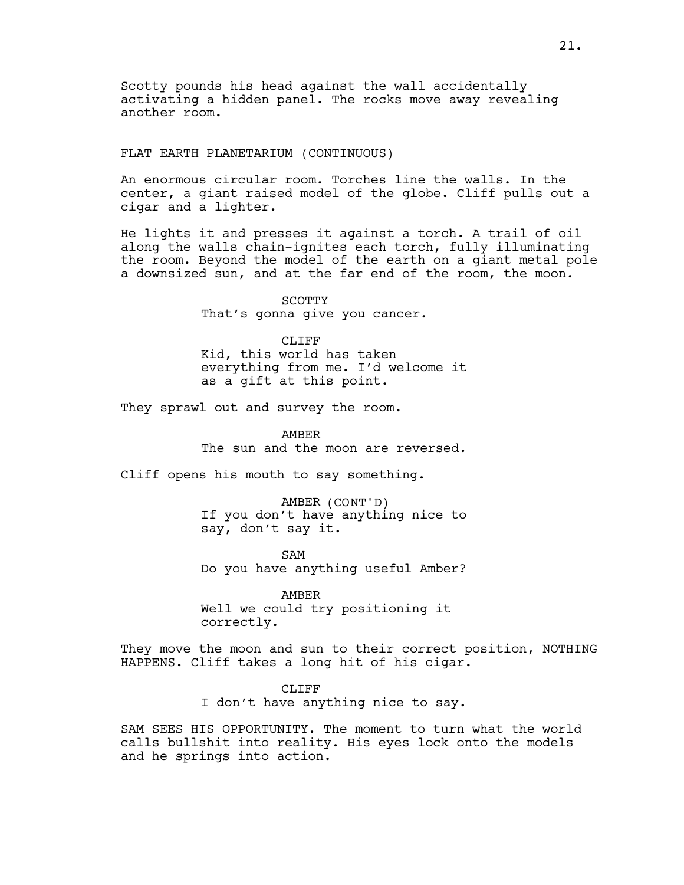Scotty pounds his head against the wall accidentally activating a hidden panel. The rocks move away revealing another room.

FLAT EARTH PLANETARIUM (CONTINUOUS)

An enormous circular room. Torches line the walls. In the center, a giant raised model of the globe. Cliff pulls out a cigar and a lighter.

He lights it and presses it against a torch. A trail of oil along the walls chain-ignites each torch, fully illuminating the room. Beyond the model of the earth on a giant metal pole a downsized sun, and at the far end of the room, the moon.

SCOTTY
That's gonna give you cancer.

CLIFF
Kid, this world has taken everything from me. I'd welcome it as a gift at this point.

They sprawl out and survey the room.

AMBER
The sun and the moon are reversed.

Cliff opens his mouth to say something.

AMBER (CONT'D)
If you don't have anything nice to say, don't say it.

SAM
Do you have anything useful Amber?

AMBER
Well we could try positioning it correctly.

They move the moon and sun to their correct position, NOTHING HAPPENS. Cliff takes a long hit of his cigar.

CLIFF
I don't have anything nice to say.

SAM SEES HIS OPPORTUNITY. The moment to turn what the world calls bullshit into reality. His eyes lock onto the models and he springs into action.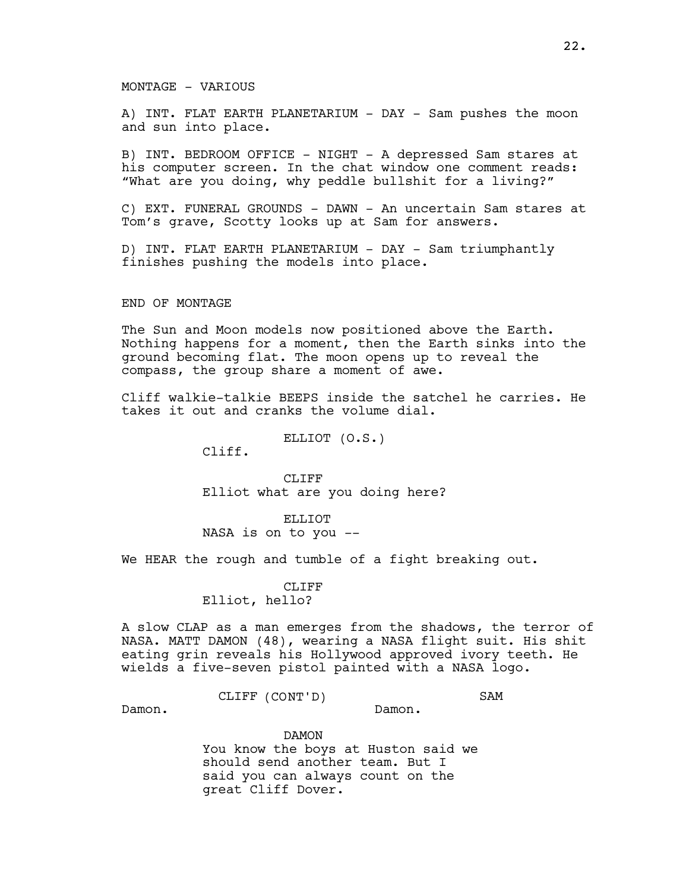MONTAGE - VARIOUS

A) INT. FLAT EARTH PLANETARIUM - DAY - Sam pushes the moon and sun into place.

B) INT. BEDROOM OFFICE - NIGHT - A depressed Sam stares at his computer screen. In the chat window one comment reads: "What are you doing, why peddle bullshit for a living?"

C) EXT. FUNERAL GROUNDS - DAWN - An uncertain Sam stares at Tom's grave, Scotty looks up at Sam for answers.

D) INT. FLAT EARTH PLANETARIUM - DAY - Sam triumphantly finishes pushing the models into place.

END OF MONTAGE

The Sun and Moon models now positioned above the Earth. Nothing happens for a moment, then the Earth sinks into the ground becoming flat. The moon opens up to reveal the compass, the group share a moment of awe.

Cliff walkie-talkie BEEPS inside the satchel he carries. He takes it out and cranks the volume dial.

ELLIOT (O.S.)
Cliff.

CLIFF
Elliot what are you doing here?

ELLIOT
NASA is on to you --

We HEAR the rough and tumble of a fight breaking out.

CLIFF
Elliot, hello?

A slow CLAP as a man emerges from the shadows, the terror of NASA. MATT DAMON (48), wearing a NASA flight suit. His shit eating grin reveals his Hollywood approved ivory teeth. He wields a five-seven pistol painted with a NASA logo.

CLIFF (CONT'D)
Damon.

SAM
Damon.

DAMON
You know the boys at Huston said we should send another team. But I said you can always count on the great Cliff Dover.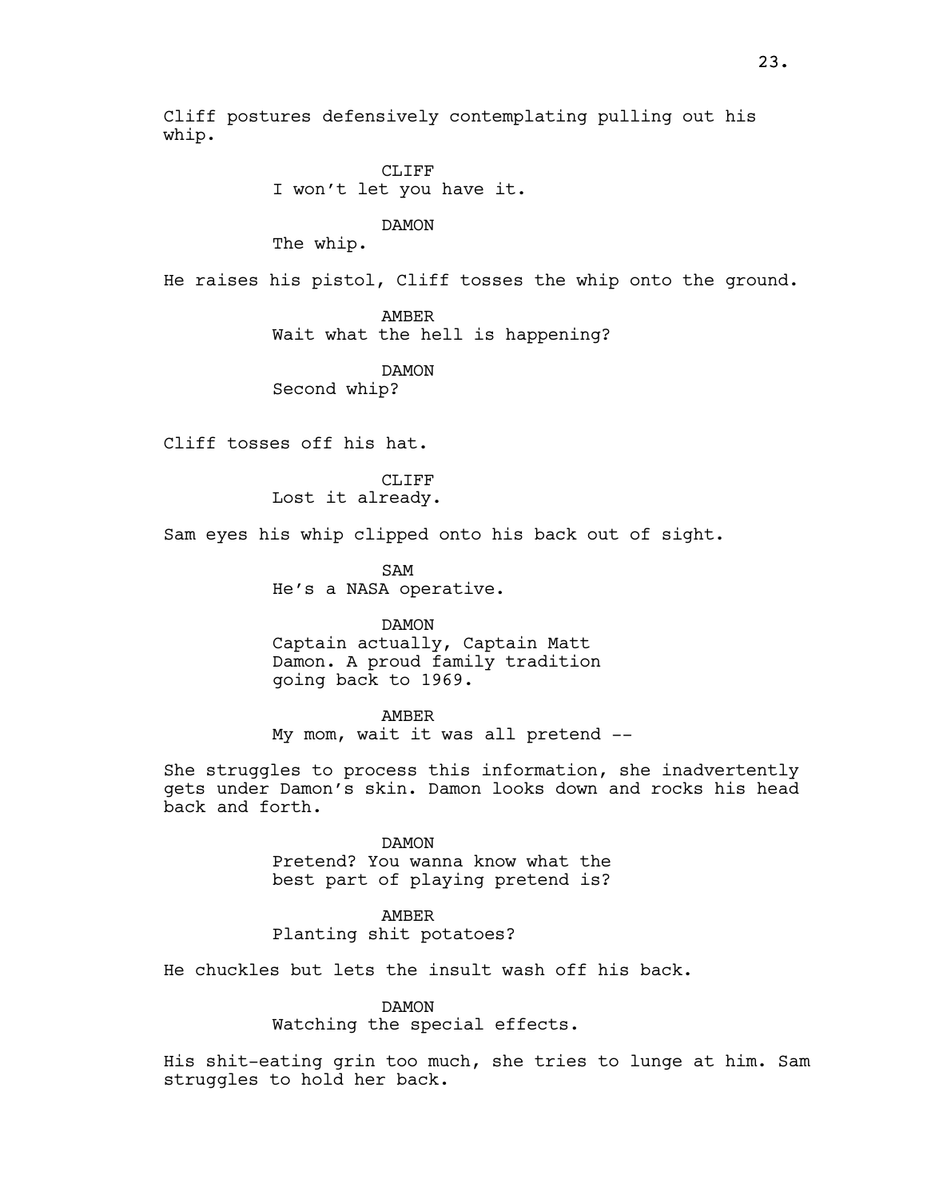Cliff postures defensively contemplating pulling out his whip.

CLIFF
I won't let you have it.

DAMON
The whip.

He raises his pistol, Cliff tosses the whip onto the ground.

AMBER
Wait what the hell is happening?

DAMON
Second whip?

Cliff tosses off his hat.

CLIFF
Lost it already.

Sam eyes his whip clipped onto his back out of sight.

SAM
He's a NASA operative.

DAMON
Captain actually, Captain Matt Damon. A proud family tradition going back to 1969.

AMBER
My mom, wait it was all pretend --

She struggles to process this information, she inadvertently gets under Damon's skin. Damon looks down and rocks his head back and forth.

DAMON
Pretend? You wanna know what the best part of playing pretend is?

AMBER
Planting shit potatoes?

He chuckles but lets the insult wash off his back.

DAMON
Watching the special effects.

His shit-eating grin too much, she tries to lunge at him. Sam struggles to hold her back.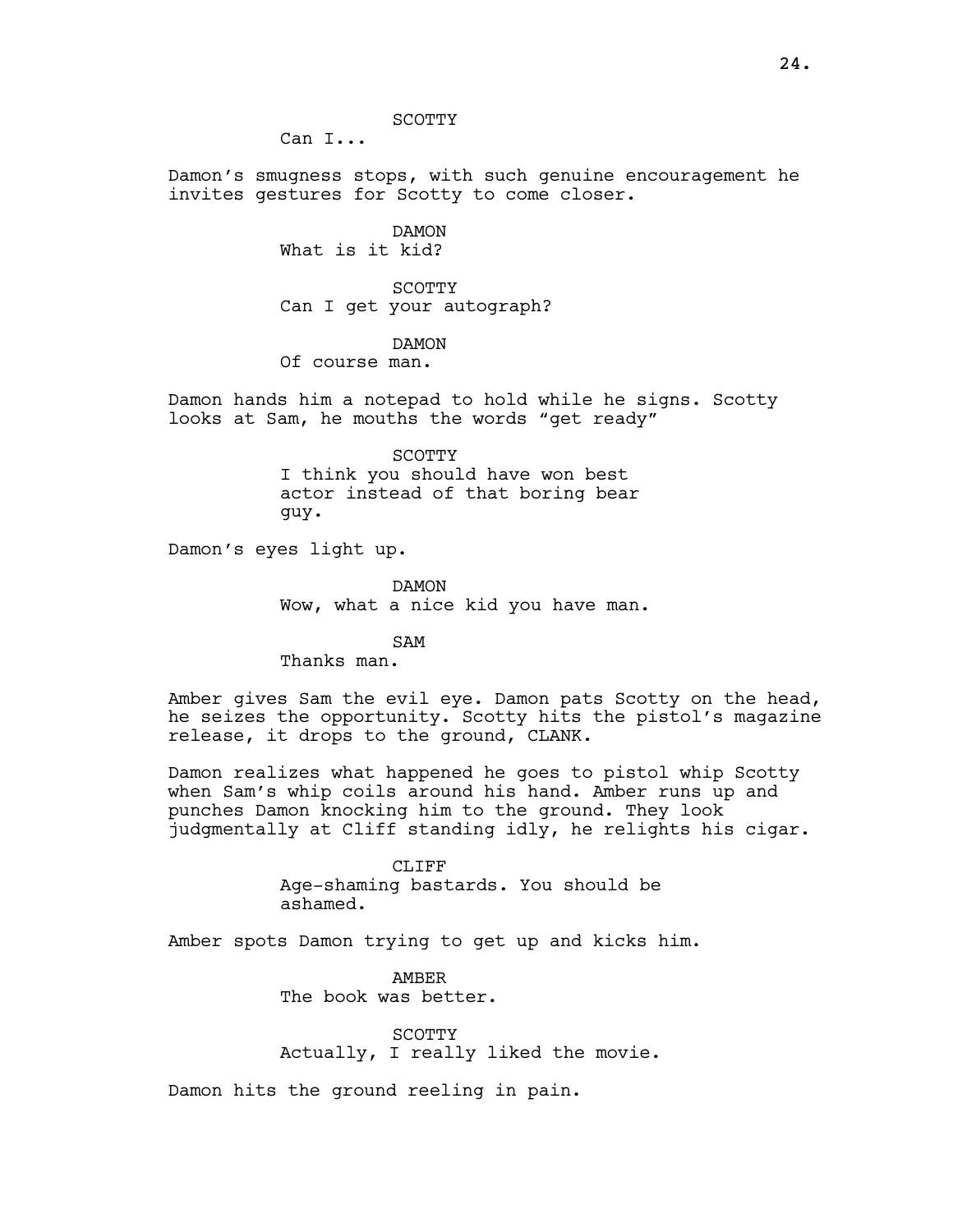SCOTTY

Can I...

Damon's smugness stops, with such genuine encouragement he invites gestures for Scotty to come closer.

DAMON

What is it kid?

SCOTTY

Can I get your autograph?

DAMON

Of course man.

Damon hands him a notepad to hold while he signs. Scotty looks at Sam, he mouths the words "get ready"

SCOTTY

I think you should have won best actor instead of that boring bear guy.

Damon's eyes light up.

DAMON

Wow, what a nice kid you have man.

SAM

Thanks man.

Amber gives Sam the evil eye. Damon pats Scotty on the head, he seizes the opportunity. Scotty hits the pistol's magazine release, it drops to the ground, CLANK.

Damon realizes what happened he goes to pistol whip Scotty when Sam's whip coils around his hand. Amber runs up and punches Damon knocking him to the ground. They look judgmentally at Cliff standing idly, he relights his cigar.

CLIFF

Age-shaming bastards. You should be ashamed.

Amber spots Damon trying to get up and kicks him.

AMBER

The book was better.

SCOTTY

Actually, I really liked the movie.

Damon hits the ground reeling in pain.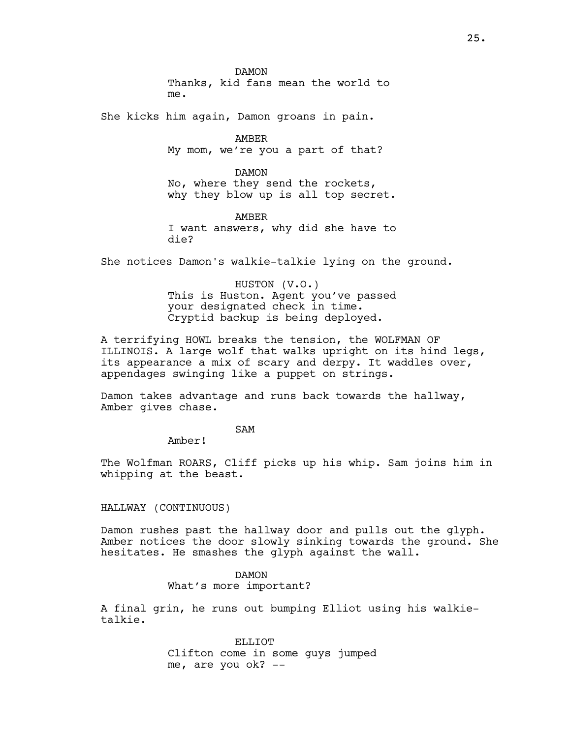DAMON
Thanks, kid fans mean the world to me.

She kicks him again, Damon groans in pain.

AMBER
My mom, we're you a part of that?

DAMON
No, where they send the rockets, why they blow up is all top secret.

AMBER
I want answers, why did she have to die?

She notices Damon's walkie-talkie lying on the ground.

HUSTON (V.O.)
This is Huston. Agent you've passed your designated check in time. Cryptid backup is being deployed.

A terrifying HOWL breaks the tension, the WOLFMAN OF ILLINOIS. A large wolf that walks upright on its hind legs, its appearance a mix of scary and derpy. It waddles over, appendages swinging like a puppet on strings.

Damon takes advantage and runs back towards the hallway, Amber gives chase.

SAM
Amber!

The Wolfman ROARS, Cliff picks up his whip. Sam joins him in whipping at the beast.

HALLWAY (CONTINUOUS)

Damon rushes past the hallway door and pulls out the glyph. Amber notices the door slowly sinking towards the ground. She hesitates. He smashes the glyph against the wall.

DAMON
What's more important?

A final grin, he runs out bumping Elliot using his walkie-talkie.

ELLIOT
Clifton come in some guys jumped me, are you ok? --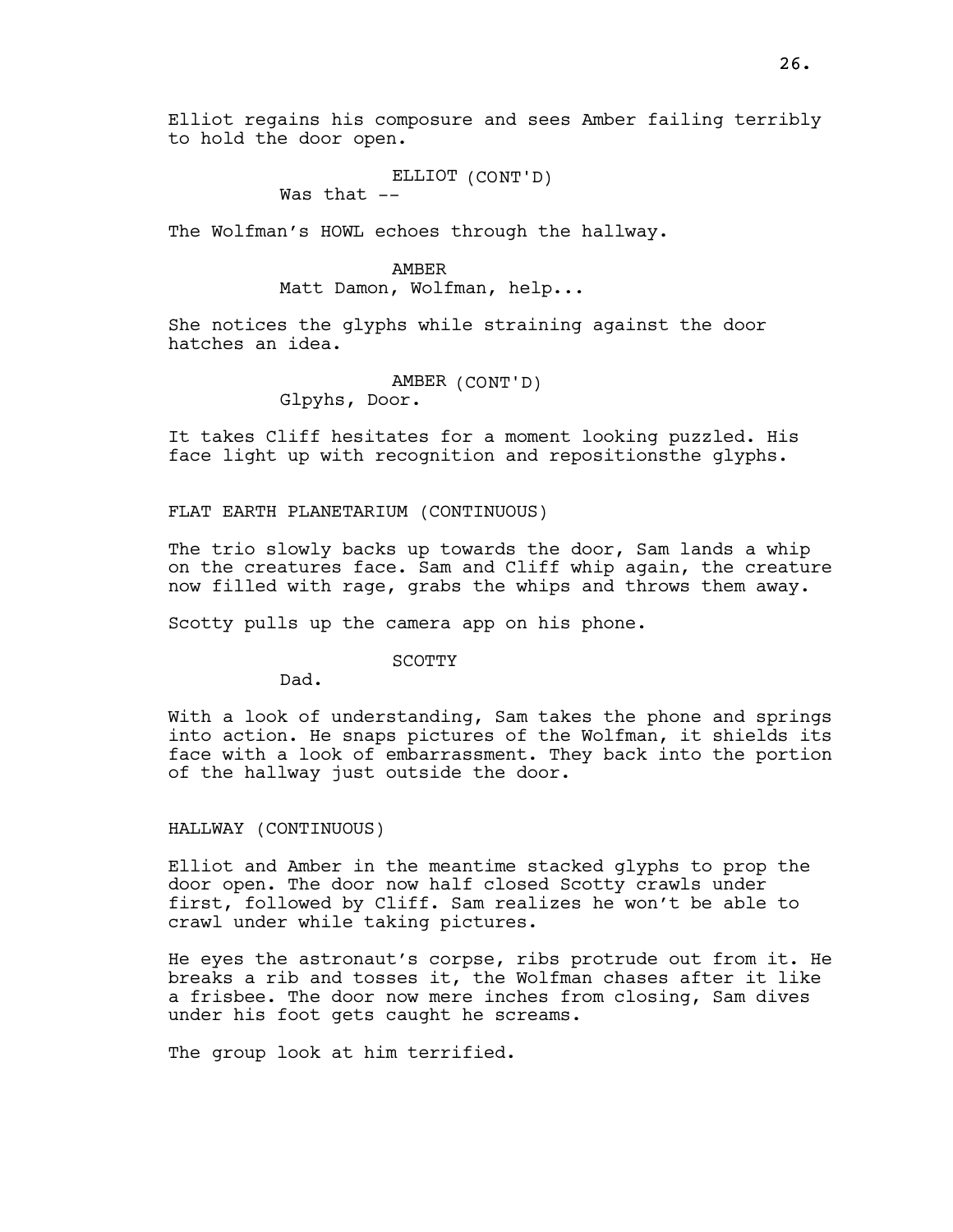Elliot regains his composure and sees Amber failing terribly to hold the door open.

ELLIOT (CONT'D)
Was that --

The Wolfman's HOWL echoes through the hallway.

AMBER
Matt Damon, Wolfman, help...

She notices the glyphs while straining against the door hatches an idea.

AMBER (CONT'D)
Glpyhs, Door.

It takes Cliff hesitates for a moment looking puzzled. His face light up with recognition and repositionsthe glyphs.

FLAT EARTH PLANETARIUM (CONTINUOUS)

The trio slowly backs up towards the door, Sam lands a whip on the creatures face. Sam and Cliff whip again, the creature now filled with rage, grabs the whips and throws them away.

Scotty pulls up the camera app on his phone.

SCOTTY
Dad.

With a look of understanding, Sam takes the phone and springs into action. He snaps pictures of the Wolfman, it shields its face with a look of embarrassment. They back into the portion of the hallway just outside the door.

HALLWAY (CONTINUOUS)

Elliot and Amber in the meantime stacked glyphs to prop the door open. The door now half closed Scotty crawls under first, followed by Cliff. Sam realizes he won't be able to crawl under while taking pictures.

He eyes the astronaut's corpse, ribs protrude out from it. He breaks a rib and tosses it, the Wolfman chases after it like a frisbee. The door now mere inches from closing, Sam dives under his foot gets caught he screams.

The group look at him terrified.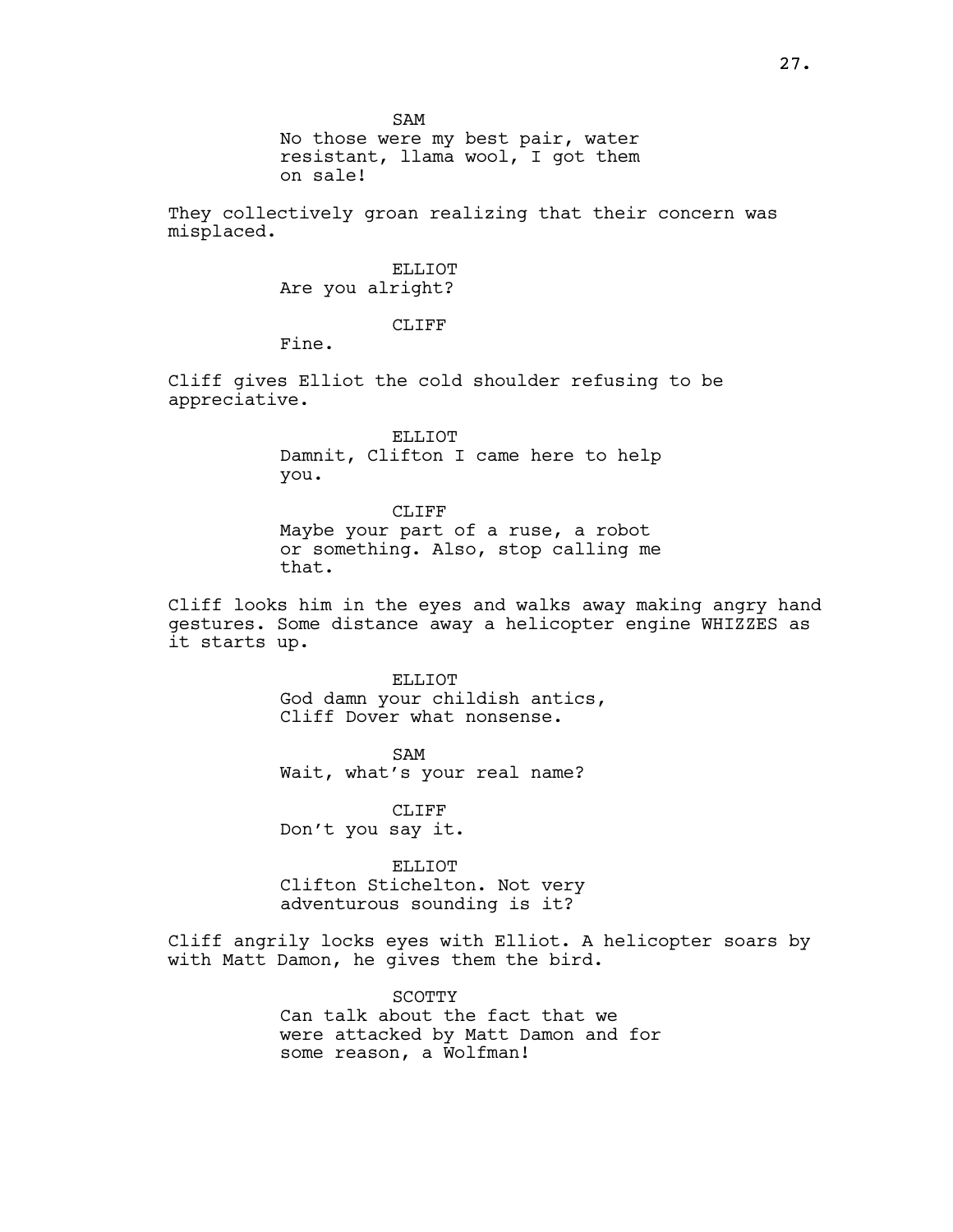SAM
No those were my best pair, water resistant, llama wool, I got them on sale!

They collectively groan realizing that their concern was misplaced.

ELLIOT
Are you alright?

CLIFF
Fine.

Cliff gives Elliot the cold shoulder refusing to be appreciative.

ELLIOT
Damnit, Clifton I came here to help you.

CLIFF
Maybe your part of a ruse, a robot or something. Also, stop calling me that.

Cliff looks him in the eyes and walks away making angry hand gestures. Some distance away a helicopter engine WHIZZES as it starts up.

ELLIOT
God damn your childish antics, Cliff Dover what nonsense.

SAM
Wait, what's your real name?

CLIFF
Don't you say it.

ELLIOT
Clifton Stichelton. Not very adventurous sounding is it?

Cliff angrily locks eyes with Elliot. A helicopter soars by with Matt Damon, he gives them the bird.

SCOTTY
Can talk about the fact that we were attacked by Matt Damon and for some reason, a Wolfman!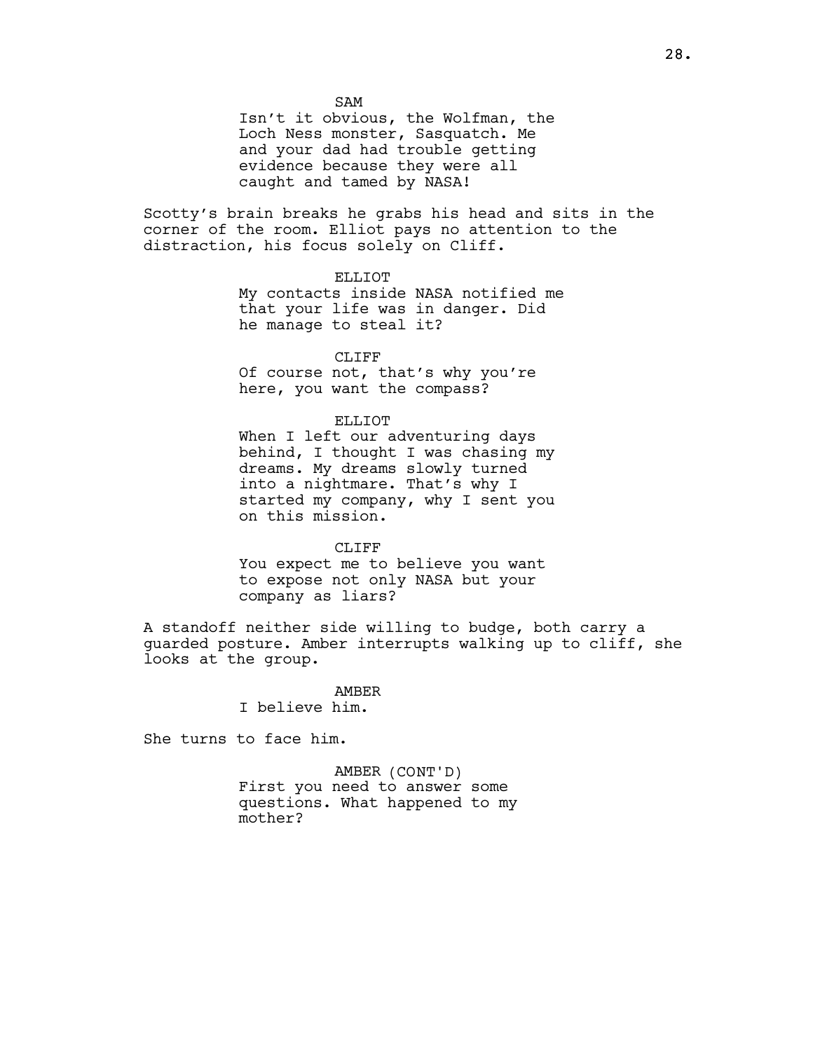SAM

Isn't it obvious, the Wolfman, the Loch Ness monster, Sasquatch. Me and your dad had trouble getting evidence because they were all caught and tamed by NASA!

Scotty's brain breaks he grabs his head and sits in the corner of the room. Elliot pays no attention to the distraction, his focus solely on Cliff.

ELLIOT

My contacts inside NASA notified me that your life was in danger. Did he manage to steal it?

CLIFF

Of course not, that's why you're here, you want the compass?

ELLIOT

When I left our adventuring days behind, I thought I was chasing my dreams. My dreams slowly turned into a nightmare. That's why I started my company, why I sent you on this mission.

CLIFF

You expect me to believe you want to expose not only NASA but your company as liars?

A standoff neither side willing to budge, both carry a guarded posture. Amber interrupts walking up to cliff, she looks at the group.

AMBER

I believe him.

She turns to face him.

AMBER (CONT'D)

First you need to answer some questions. What happened to my mother?